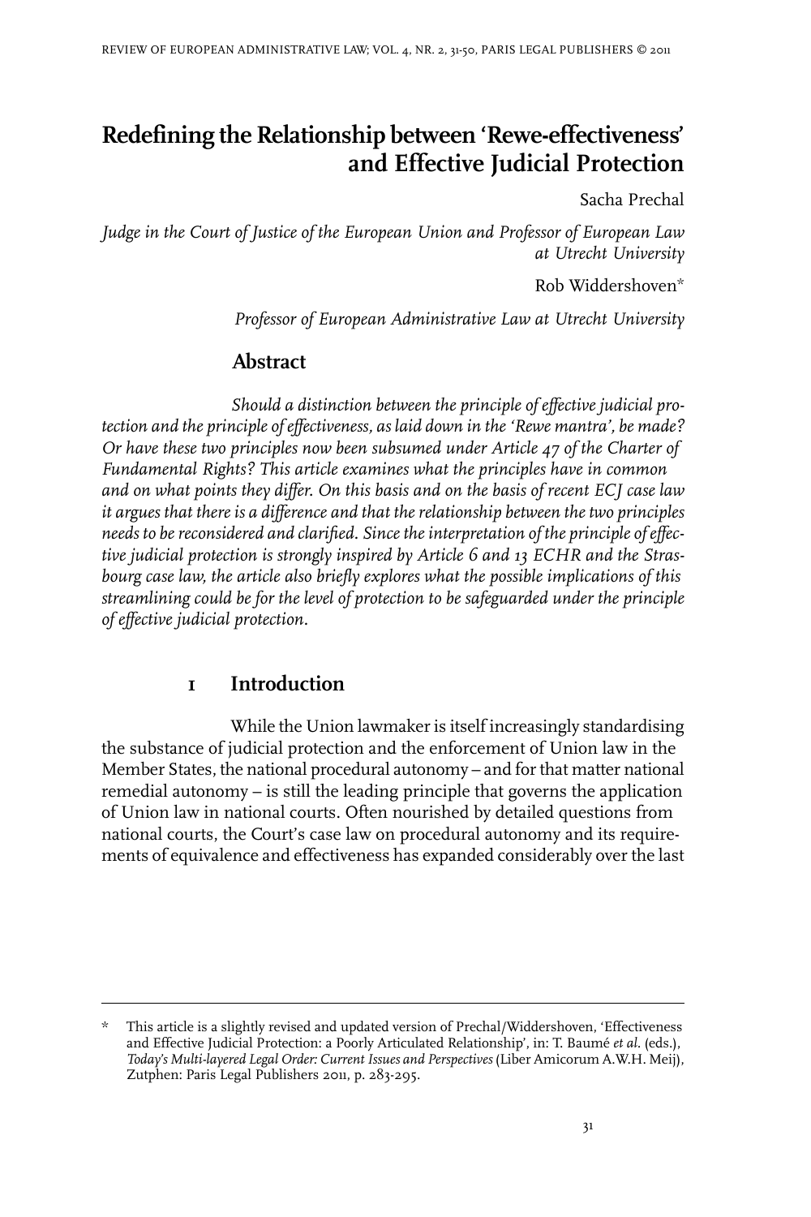# Redefining the Relationship between 'Rewe-effectiveness' and Effective Judicial Protection

Sacha Prechal

*Judge in the Court of Justice of the European Union and Professor of European Law at Utrecht University*

Rob Widdershoven*

*Professor of European Administrative Law at Utrecht University*

## Abstract

*Should a distinction between the principle of effective judicial protection and the principle of effectiveness, as laid down in the 'Rewe mantra', be made? Or have these two principles now been subsumed under Article 47 of the Charter of Fundamental Rights? This article examines what the principles have in common and on what points they differ. On this basis and on the basis of recent ECJ case law it argues that there is a difference and that the relationship between the two principles needs to be reconsidered and clarified. Since the interpretation of the principle of effective judicial protection is strongly inspired by Article 6 and 13 ECHR and the Strasbourg case law, the article also briefly explores what the possible implications of this streamlining could be for the level of protection to be safeguarded under the principle of effective judicial protection.*

## 1 Introduction

While the Union lawmaker is itself increasingly standardising the substance of judicial protection and the enforcement of Union law in the Member States, the national procedural autonomy – and for that matter national remedial autonomy – is still the leading principle that governs the application of Union law in national courts. Often nourished by detailed questions from national courts, the Court's case law on procedural autonomy and its requirements of equivalence and effectiveness has expanded considerably over the last

---

\* This article is a slightly revised and updated version of Prechal/Widdershoven, 'Effectiveness and Effective Judicial Protection: a Poorly Articulated Relationship', in: T. Baumé *et al.* (eds.), *Today's Multi-layered Legal Order: Current Issues and Perspectives* (Liber Amicorum A.W.H. Meij), Zutphen: Paris Legal Publishers 2011, p. 283-295.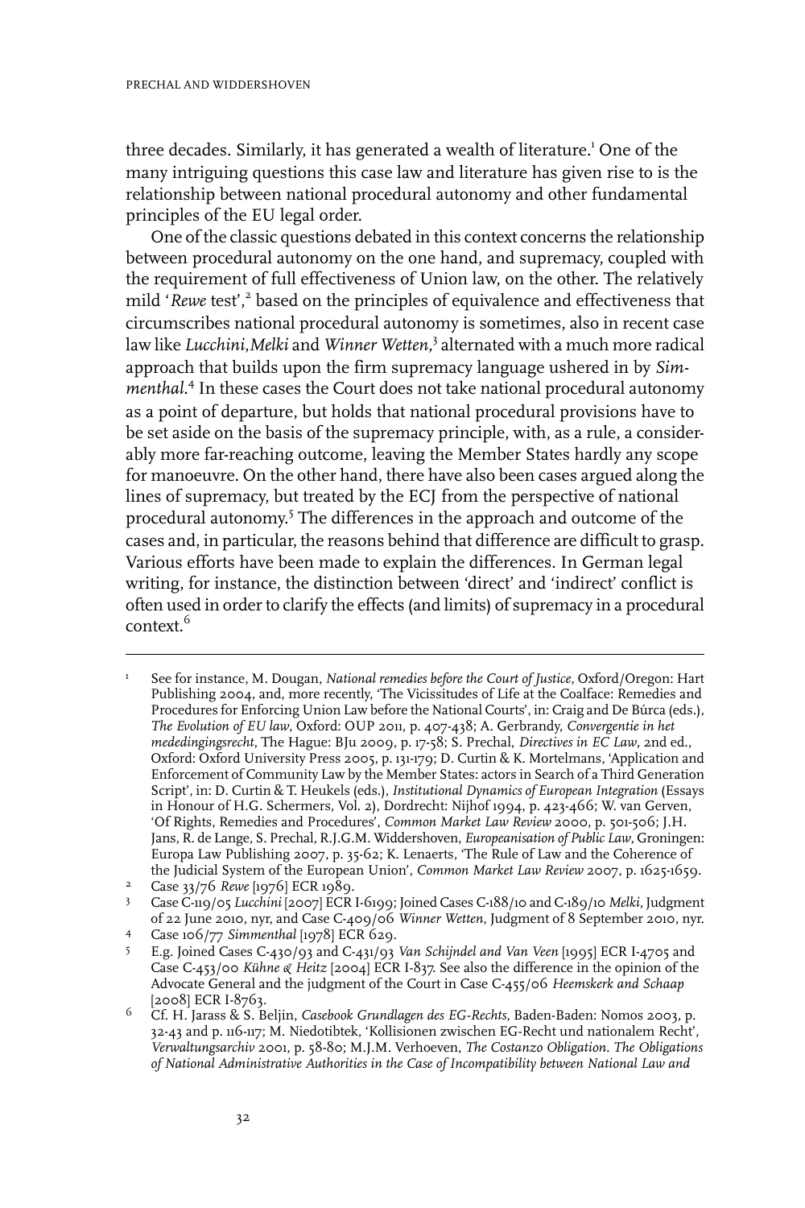three decades. Similarly, it has generated a wealth of literature.[1] One of the many intriguing questions this case law and literature has given rise to is the relationship between national procedural autonomy and other fundamental principles of the EU legal order.

One of the classic questions debated in this context concerns the relationship between procedural autonomy on the one hand, and supremacy, coupled with the requirement of full effectiveness of Union law, on the other. The relatively mild '*Rewe* test',[2] based on the principles of equivalence and effectiveness that circumscribes national procedural autonomy is sometimes, also in recent case law like *Lucchini*,*Melki* and *Winner Wetten*,[3] alternated with a much more radical approach that builds upon the firm supremacy language ushered in by *Simmenthal*.[4] In these cases the Court does not take national procedural autonomy as a point of departure, but holds that national procedural provisions have to be set aside on the basis of the supremacy principle, with, as a rule, a considerably more far-reaching outcome, leaving the Member States hardly any scope for manoeuvre. On the other hand, there have also been cases argued along the lines of supremacy, but treated by the ECJ from the perspective of national procedural autonomy.[5] The differences in the approach and outcome of the cases and, in particular, the reasons behind that difference are difficult to grasp. Various efforts have been made to explain the differences. In German legal writing, for instance, the distinction between 'direct' and 'indirect' conflict is often used in order to clarify the effects (and limits) of supremacy in a procedural context.[6]

---

[1] See for instance, M. Dougan, *National remedies before the Court of Justice*, Oxford/Oregon: Hart Publishing 2004, and, more recently, 'The Vicissitudes of Life at the Coalface: Remedies and Procedures for Enforcing Union Law before the National Courts', in: Craig and De Búrca (eds.), *The Evolution of EU law*, Oxford: OUP 2011, p. 407-438; A. Gerbrandy, *Convergentie in het mededingingsrecht*, The Hague: BJu 2009, p. 17-58; S. Prechal, *Directives in EC Law*, 2nd ed., Oxford: Oxford University Press 2005, p. 131-179; D. Curtin & K. Mortelmans, 'Application and Enforcement of Community Law by the Member States: actors in Search of a Third Generation Script', in: D. Curtin & T. Heukels (eds.), *Institutional Dynamics of European Integration* (Essays in Honour of H.G. Schermers, Vol. 2), Dordrecht: Nijhof 1994, p. 423-466; W. van Gerven, 'Of Rights, Remedies and Procedures', *Common Market Law Review* 2000, p. 501-506; J.H. Jans, R. de Lange, S. Prechal, R.J.G.M. Widdershoven, *Europeanisation of Public Law*, Groningen: Europa Law Publishing 2007, p. 35-62; K. Lenaerts, 'The Rule of Law and the Coherence of the Judicial System of the European Union', *Common Market Law Review* 2007, p. 1625-1659.

[2] Case 33/76 *Rewe* [1976] ECR 1989.

[3] Case C-119/05 *Lucchini* [2007] ECR I-6199; Joined Cases C-188/10 and C-189/10 *Melki*, Judgment of 22 June 2010, nyr, and Case C-409/06 *Winner Wetten*, Judgment of 8 September 2010, nyr.

[4] Case 106/77 *Simmenthal* [1978] ECR 629.

[5] E.g. Joined Cases C-430/93 and C-431/93 *Van Schijndel and Van Veen* [1995] ECR I-4705 and Case C-453/00 *Kühne & Heitz* [2004] ECR I-837. See also the difference in the opinion of the Advocate General and the judgment of the Court in Case C-455/06 *Heemskerk and Schaap* [2008] ECR I-8763.

[6] Cf. H. Jarass & S. Beljin, *Casebook Grundlagen des EG-Rechts*, Baden-Baden: Nomos 2003, p. 32-43 and p. 116-117; M. Niedotibtek, 'Kollisionen zwischen EG-Recht und nationalem Recht', *Verwaltungsarchiv* 2001, p. 58-80; M.J.M. Verhoeven, *The Costanzo Obligation. The Obligations of National Administrative Authorities in the Case of Incompatibility between National Law and*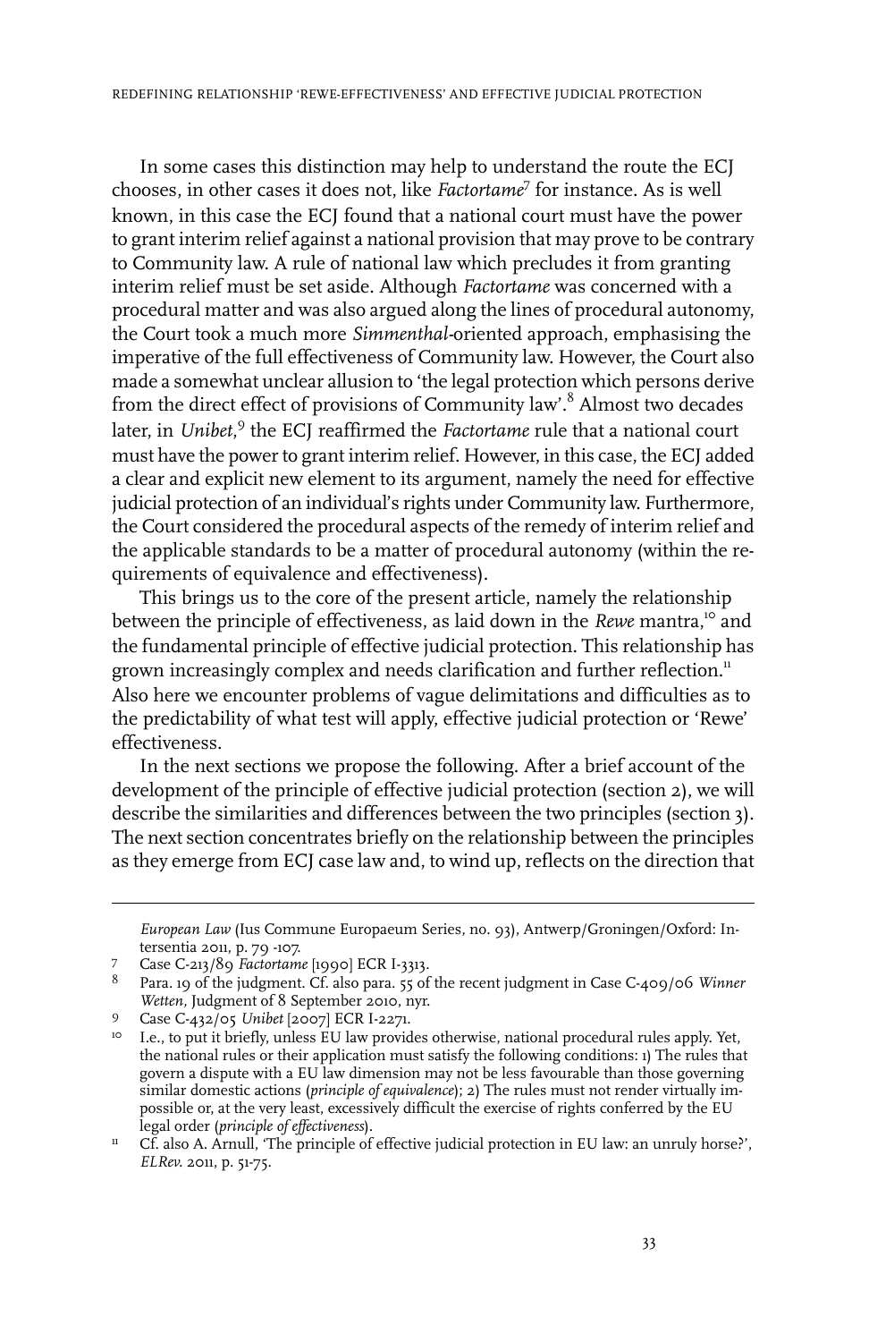In some cases this distinction may help to understand the route the ECJ chooses, in other cases it does not, like *Factortame*[7] for instance. As is well known, in this case the ECJ found that a national court must have the power to grant interim relief against a national provision that may prove to be contrary to Community law. A rule of national law which precludes it from granting interim relief must be set aside. Although *Factortame* was concerned with a procedural matter and was also argued along the lines of procedural autonomy, the Court took a much more *Simmenthal*-oriented approach, emphasising the imperative of the full effectiveness of Community law. However, the Court also made a somewhat unclear allusion to 'the legal protection which persons derive from the direct effect of provisions of Community law'.[8] Almost two decades later, in *Unibet*,[9] the ECJ reaffirmed the *Factortame* rule that a national court must have the power to grant interim relief. However, in this case, the ECJ added a clear and explicit new element to its argument, namely the need for effective judicial protection of an individual's rights under Community law. Furthermore, the Court considered the procedural aspects of the remedy of interim relief and the applicable standards to be a matter of procedural autonomy (within the requirements of equivalence and effectiveness).

This brings us to the core of the present article, namely the relationship between the principle of effectiveness, as laid down in the *Rewe* mantra,[10] and the fundamental principle of effective judicial protection. This relationship has grown increasingly complex and needs clarification and further reflection.[11] Also here we encounter problems of vague delimitations and difficulties as to the predictability of what test will apply, effective judicial protection or 'Rewe' effectiveness.

In the next sections we propose the following. After a brief account of the development of the principle of effective judicial protection (section 2), we will describe the similarities and differences between the two principles (section 3). The next section concentrates briefly on the relationship between the principles as they emerge from ECJ case law and, to wind up, reflects on the direction that

---

*European Law* (Ius Commune Europaeum Series, no. 93), Antwerp/Groningen/Oxford: Intersentia 2011, p. 79 -107.

7 Case C-213/89 *Factortame* [1990] ECR I-3313.

8 Para. 19 of the judgment. Cf. also para. 55 of the recent judgment in Case C-409/06 *Winner Wetten*, Judgment of 8 September 2010, nyr.

9 Case C-432/05 *Unibet* [2007] ECR I-2271.

10 I.e., to put it briefly, unless EU law provides otherwise, national procedural rules apply. Yet, the national rules or their application must satisfy the following conditions: 1) The rules that govern a dispute with a EU law dimension may not be less favourable than those governing similar domestic actions (*principle of equivalence*); 2) The rules must not render virtually impossible or, at the very least, excessively difficult the exercise of rights conferred by the EU legal order (*principle of effectiveness*).

11 Cf. also A. Arnull, 'The principle of effective judicial protection in EU law: an unruly horse?', *ELRev.* 2011, p. 51-75.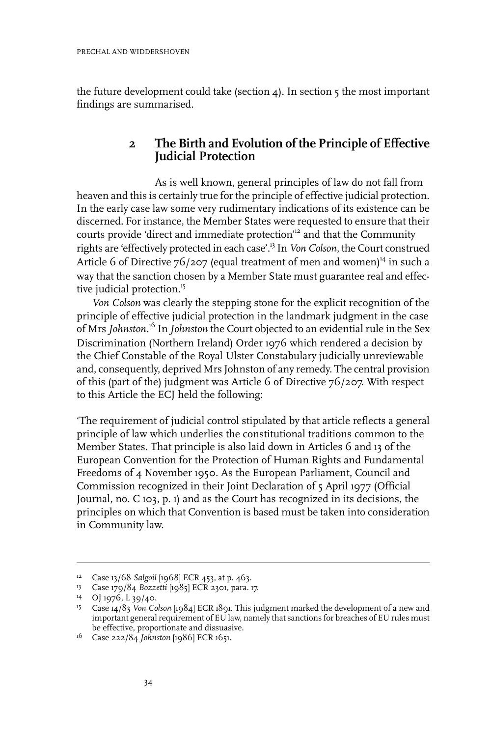the future development could take (section 4). In section 5 the most important findings are summarised.

## 2 The Birth and Evolution of the Principle of Effective Judicial Protection

As is well known, general principles of law do not fall from heaven and this is certainly true for the principle of effective judicial protection. In the early case law some very rudimentary indications of its existence can be discerned. For instance, the Member States were requested to ensure that their courts provide 'direct and immediate protection'[12] and that the Community rights are 'effectively protected in each case'.[13] In *Von Colson*, the Court construed Article 6 of Directive 76/207 (equal treatment of men and women)[14] in such a way that the sanction chosen by a Member State must guarantee real and effective judicial protection.[15]

*Von Colson* was clearly the stepping stone for the explicit recognition of the principle of effective judicial protection in the landmark judgment in the case of Mrs *Johnston*.[16] In *Johnston* the Court objected to an evidential rule in the Sex Discrimination (Northern Ireland) Order 1976 which rendered a decision by the Chief Constable of the Royal Ulster Constabulary judicially unreviewable and, consequently, deprived Mrs Johnston of any remedy. The central provision of this (part of the) judgment was Article 6 of Directive 76/207. With respect to this Article the ECJ held the following:

'The requirement of judicial control stipulated by that article reflects a general principle of law which underlies the constitutional traditions common to the Member States. That principle is also laid down in Articles 6 and 13 of the European Convention for the Protection of Human Rights and Fundamental Freedoms of 4 November 1950. As the European Parliament, Council and Commission recognized in their Joint Declaration of 5 April 1977 (Official Journal, no. C 103, p. 1) and as the Court has recognized in its decisions, the principles on which that Convention is based must be taken into consideration in Community law.

---

[12] Case 13/68 *Salgoil* [1968] ECR 453, at p. 463.

[13] Case 179/84 *Bozzetti* [1985] ECR 2301, para. 17.

[14] OJ 1976, L 39/40.

[15] Case 14/83 *Von Colson* [1984] ECR 1891. This judgment marked the development of a new and important general requirement of EU law, namely that sanctions for breaches of EU rules must be effective, proportionate and dissuasive.

[16] Case 222/84 *Johnston* [1986] ECR 1651.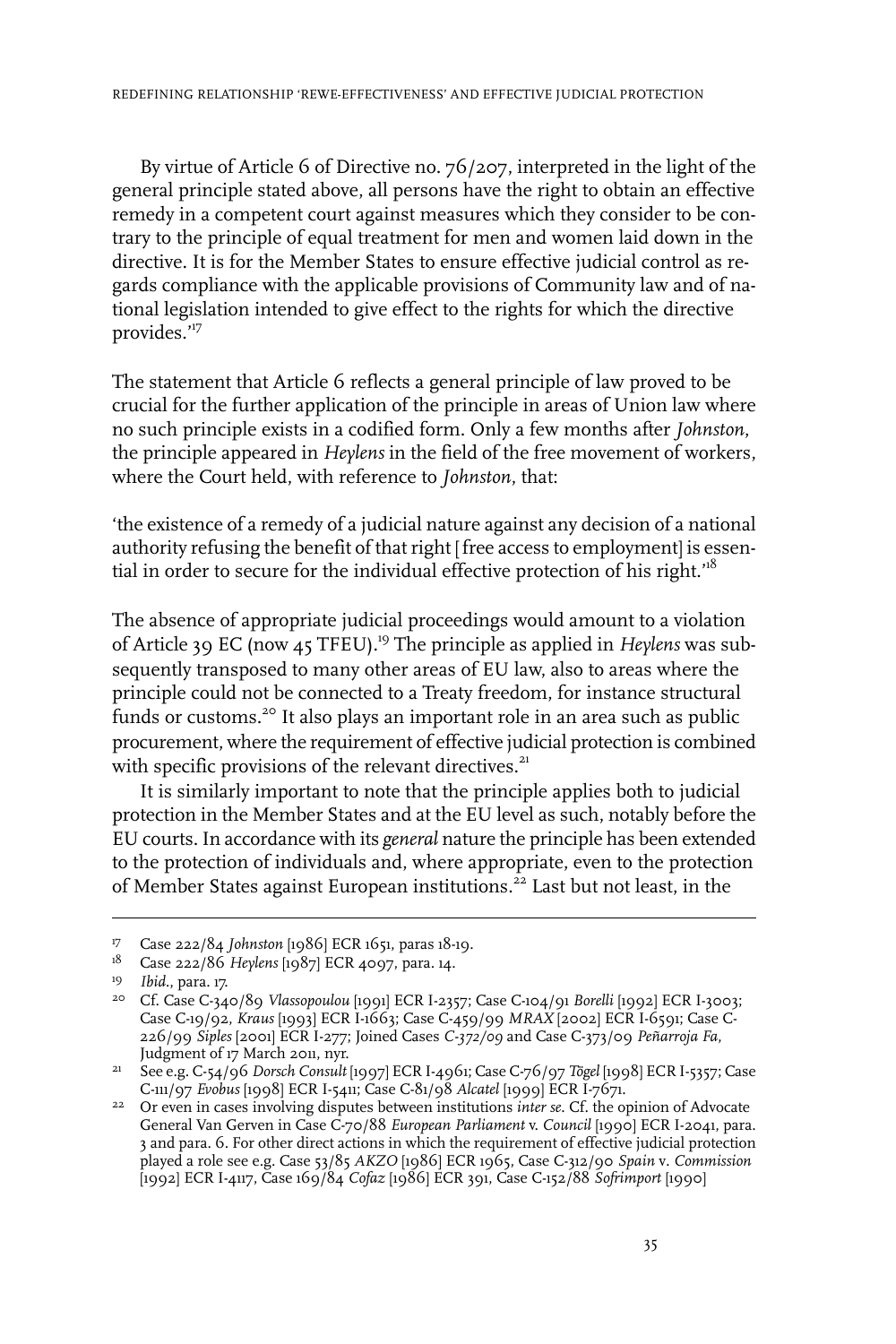By virtue of Article 6 of Directive no. 76/207, interpreted in the light of the general principle stated above, all persons have the right to obtain an effective remedy in a competent court against measures which they consider to be contrary to the principle of equal treatment for men and women laid down in the directive. It is for the Member States to ensure effective judicial control as regards compliance with the applicable provisions of Community law and of national legislation intended to give effect to the rights for which the directive provides.'[17]

The statement that Article 6 reflects a general principle of law proved to be crucial for the further application of the principle in areas of Union law where no such principle exists in a codified form. Only a few months after *Johnston*, the principle appeared in *Heylens* in the field of the free movement of workers, where the Court held, with reference to *Johnston*, that:

'the existence of a remedy of a judicial nature against any decision of a national authority refusing the benefit of that right [free access to employment] is essential in order to secure for the individual effective protection of his right.'[18]

The absence of appropriate judicial proceedings would amount to a violation of Article 39 EC (now 45 TFEU).[19] The principle as applied in *Heylens* was subsequently transposed to many other areas of EU law, also to areas where the principle could not be connected to a Treaty freedom, for instance structural funds or customs.[20] It also plays an important role in an area such as public procurement, where the requirement of effective judicial protection is combined with specific provisions of the relevant directives.[21]

It is similarly important to note that the principle applies both to judicial protection in the Member States and at the EU level as such, notably before the EU courts. In accordance with its *general* nature the principle has been extended to the protection of individuals and, where appropriate, even to the protection of Member States against European institutions.[22] Last but not least, in the

---

[17] Case 222/84 *Johnston* [1986] ECR 1651, paras 18-19.

[18] Case 222/86 *Heylens* [1987] ECR 4097, para. 14.

[19] *Ibid.*, para. 17.

[20] Cf. Case C-340/89 *Vlassopoulou* [1991] ECR I-2357; Case C-104/91 *Borelli* [1992] ECR I-3003; Case C-19/92, *Kraus* [1993] ECR I-1663; Case C-459/99 *MRAX* [2002] ECR I-6591; Case C-226/99 *Siples* [2001] ECR I-277; Joined Cases *C-372/09* and Case C-373/09 *Peñarroja Fa*, Judgment of 17 March 2011, nyr.

[21] See e.g. C-54/96 *Dorsch Consult* [1997] ECR I-4961; Case C-76/97 *Tögel* [1998] ECR I-5357; Case C-111/97 *Evobus* [1998] ECR I-5411; Case C-81/98 *Alcatel* [1999] ECR I-7671.

[22] Or even in cases involving disputes between institutions *inter se*. Cf. the opinion of Advocate General Van Gerven in Case C-70/88 *European Parliament* v. *Council* [1990] ECR I-2041, para. 3 and para. 6. For other direct actions in which the requirement of effective judicial protection played a role see e.g. Case 53/85 *AKZO* [1986] ECR 1965, Case C-312/90 *Spain* v. *Commission* [1992] ECR I-4117, Case 169/84 *Cofaz* [1986] ECR 391, Case C-152/88 *Sofrimport* [1990]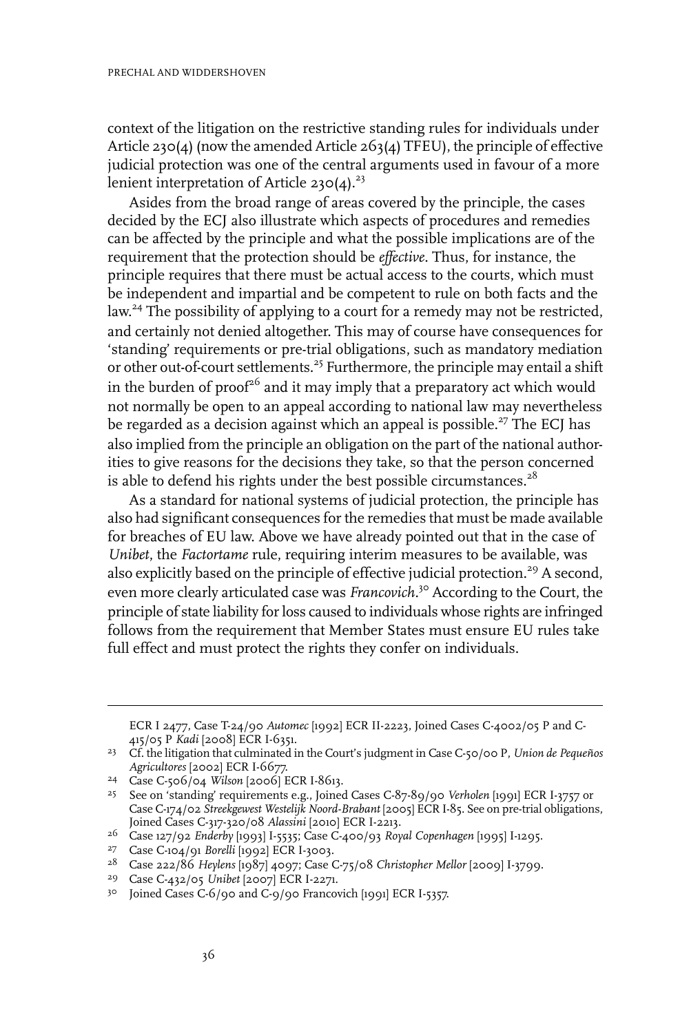context of the litigation on the restrictive standing rules for individuals under Article 230(4) (now the amended Article 263(4) TFEU), the principle of effective judicial protection was one of the central arguments used in favour of a more lenient interpretation of Article 230(4).[23]

Asides from the broad range of areas covered by the principle, the cases decided by the ECJ also illustrate which aspects of procedures and remedies can be affected by the principle and what the possible implications are of the requirement that the protection should be *effective*. Thus, for instance, the principle requires that there must be actual access to the courts, which must be independent and impartial and be competent to rule on both facts and the law.[24] The possibility of applying to a court for a remedy may not be restricted, and certainly not denied altogether. This may of course have consequences for 'standing' requirements or pre-trial obligations, such as mandatory mediation or other out-of-court settlements.[25] Furthermore, the principle may entail a shift in the burden of proof[26] and it may imply that a preparatory act which would not normally be open to an appeal according to national law may nevertheless be regarded as a decision against which an appeal is possible.[27] The ECJ has also implied from the principle an obligation on the part of the national authorities to give reasons for the decisions they take, so that the person concerned is able to defend his rights under the best possible circumstances.[28]

As a standard for national systems of judicial protection, the principle has also had significant consequences for the remedies that must be made available for breaches of EU law. Above we have already pointed out that in the case of *Unibet*, the *Factortame* rule, requiring interim measures to be available, was also explicitly based on the principle of effective judicial protection.[29] A second, even more clearly articulated case was *Francovich*.[30] According to the Court, the principle of state liability for loss caused to individuals whose rights are infringed follows from the requirement that Member States must ensure EU rules take full effect and must protect the rights they confer on individuals.

---

ECR I 2477, Case T-24/90 *Automec* [1992] ECR II-2223, Joined Cases C-4002/05 P and C-415/05 P *Kadi* [2008] ECR I-6351.

23 Cf. the litigation that culminated in the Court's judgment in Case C-50/00 P, *Union de Pequeños Agricultores* [2002] ECR I-6677.

24 Case C-506/04 *Wilson* [2006] ECR I-8613.

25 See on 'standing' requirements e.g., Joined Cases C-87-89/90 *Verholen* [1991] ECR I-3757 or Case C-174/02 *Streekgewest Westelijk Noord-Brabant* [2005] ECR I-85. See on pre-trial obligations, Joined Cases C-317-320/08 *Alassini* [2010] ECR I-2213.

26 Case 127/92 *Enderby* [1993] I-5535; Case C-400/93 *Royal Copenhagen* [1995] I-1295.

27 Case C-104/91 *Borelli* [1992] ECR I-3003.

28 Case 222/86 *Heylens* [1987] 4097; Case C-75/08 *Christopher Mellor* [2009] I-3799.

29 Case C-432/05 *Unibet* [2007] ECR I-2271.

30 Joined Cases C-6/90 and C-9/90 Francovich [1991] ECR I-5357.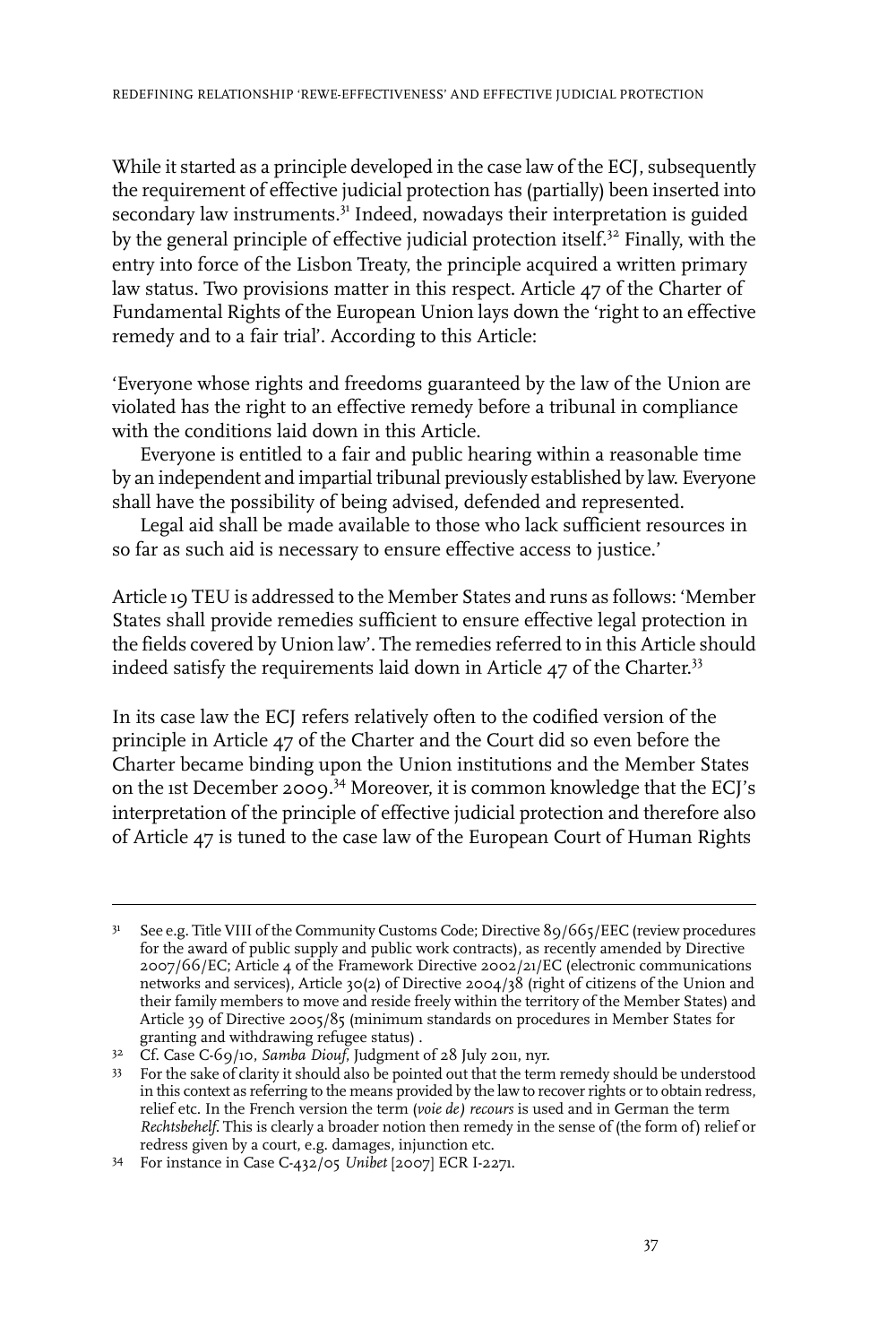While it started as a principle developed in the case law of the ECJ, subsequently the requirement of effective judicial protection has (partially) been inserted into secondary law instruments.[31] Indeed, nowadays their interpretation is guided by the general principle of effective judicial protection itself.[32] Finally, with the entry into force of the Lisbon Treaty, the principle acquired a written primary law status. Two provisions matter in this respect. Article 47 of the Charter of Fundamental Rights of the European Union lays down the 'right to an effective remedy and to a fair trial'. According to this Article:

'Everyone whose rights and freedoms guaranteed by the law of the Union are violated has the right to an effective remedy before a tribunal in compliance with the conditions laid down in this Article.

Everyone is entitled to a fair and public hearing within a reasonable time by an independent and impartial tribunal previously established by law. Everyone shall have the possibility of being advised, defended and represented.

Legal aid shall be made available to those who lack sufficient resources in so far as such aid is necessary to ensure effective access to justice.'

Article 19 TEU is addressed to the Member States and runs as follows: 'Member States shall provide remedies sufficient to ensure effective legal protection in the fields covered by Union law'. The remedies referred to in this Article should indeed satisfy the requirements laid down in Article 47 of the Charter.[33]

In its case law the ECJ refers relatively often to the codified version of the principle in Article 47 of the Charter and the Court did so even before the Charter became binding upon the Union institutions and the Member States on the 1st December 2009.[34] Moreover, it is common knowledge that the ECJ's interpretation of the principle of effective judicial protection and therefore also of Article 47 is tuned to the case law of the European Court of Human Rights

---

[31] See e.g. Title VIII of the Community Customs Code; Directive 89/665/EEC (review procedures for the award of public supply and public work contracts), as recently amended by Directive 2007/66/EC; Article 4 of the Framework Directive 2002/21/EC (electronic communications networks and services), Article 30(2) of Directive 2004/38 (right of citizens of the Union and their family members to move and reside freely within the territory of the Member States) and Article 39 of Directive 2005/85 (minimum standards on procedures in Member States for granting and withdrawing refugee status) .

[32] Cf. Case C-69/10, *Samba Diouf*, Judgment of 28 July 2011, nyr.

[33] For the sake of clarity it should also be pointed out that the term remedy should be understood in this context as referring to the means provided by the law to recover rights or to obtain redress, relief etc. In the French version the term *(voie de) recours* is used and in German the term *Rechtsbehelf*. This is clearly a broader notion then remedy in the sense of (the form of) relief or redress given by a court, e.g. damages, injunction etc.

[34] For instance in Case C-432/05 *Unibet* [2007] ECR I-2271.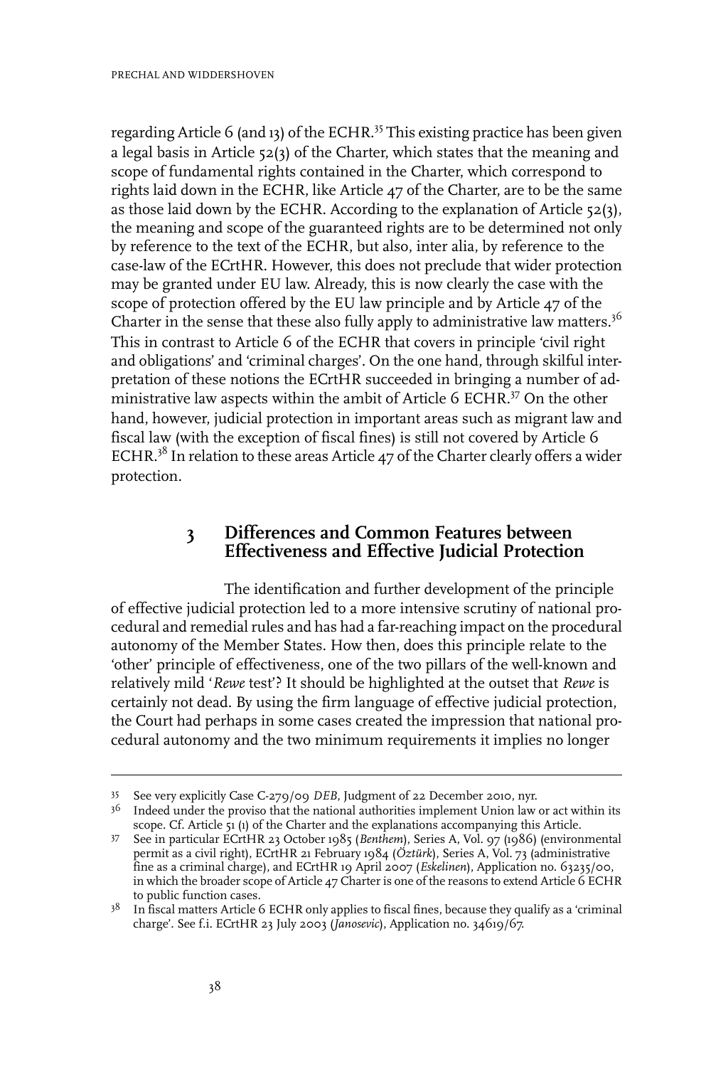regarding Article 6 (and 13) of the ECHR.[35] This existing practice has been given a legal basis in Article 52(3) of the Charter, which states that the meaning and scope of fundamental rights contained in the Charter, which correspond to rights laid down in the ECHR, like Article 47 of the Charter, are to be the same as those laid down by the ECHR. According to the explanation of Article 52(3), the meaning and scope of the guaranteed rights are to be determined not only by reference to the text of the ECHR, but also, inter alia, by reference to the case-law of the ECrtHR. However, this does not preclude that wider protection may be granted under EU law. Already, this is now clearly the case with the scope of protection offered by the EU law principle and by Article 47 of the Charter in the sense that these also fully apply to administrative law matters.[36] This in contrast to Article 6 of the ECHR that covers in principle 'civil right and obligations' and 'criminal charges'. On the one hand, through skilful interpretation of these notions the ECrtHR succeeded in bringing a number of administrative law aspects within the ambit of Article 6 ECHR.[37] On the other hand, however, judicial protection in important areas such as migrant law and fiscal law (with the exception of fiscal fines) is still not covered by Article 6 ECHR.[38] In relation to these areas Article 47 of the Charter clearly offers a wider protection.

## 3 Differences and Common Features between Effectiveness and Effective Judicial Protection

The identification and further development of the principle of effective judicial protection led to a more intensive scrutiny of national procedural and remedial rules and has had a far-reaching impact on the procedural autonomy of the Member States. How then, does this principle relate to the 'other' principle of effectiveness, one of the two pillars of the well-known and relatively mild '*Rewe* test'? It should be highlighted at the outset that *Rewe* is certainly not dead. By using the firm language of effective judicial protection, the Court had perhaps in some cases created the impression that national procedural autonomy and the two minimum requirements it implies no longer

---

35 See very explicitly Case C-279/09 *DEB*, Judgment of 22 December 2010, nyr.

36 Indeed under the proviso that the national authorities implement Union law or act within its scope. Cf. Article 51 (1) of the Charter and the explanations accompanying this Article.

37 See in particular ECrtHR 23 October 1985 (*Benthem*), Series A, Vol. 97 (1986) (environmental permit as a civil right), ECrtHR 21 February 1984 (*Öztürk*), Series A, Vol. 73 (administrative fine as a criminal charge), and ECrtHR 19 April 2007 (*Eskelinen*), Application no. 63235/00, in which the broader scope of Article 47 Charter is one of the reasons to extend Article 6 ECHR to public function cases.

38 In fiscal matters Article 6 ECHR only applies to fiscal fines, because they qualify as a 'criminal charge'. See f.i. ECrtHR 23 July 2003 (*Janosevic*), Application no. 34619/67.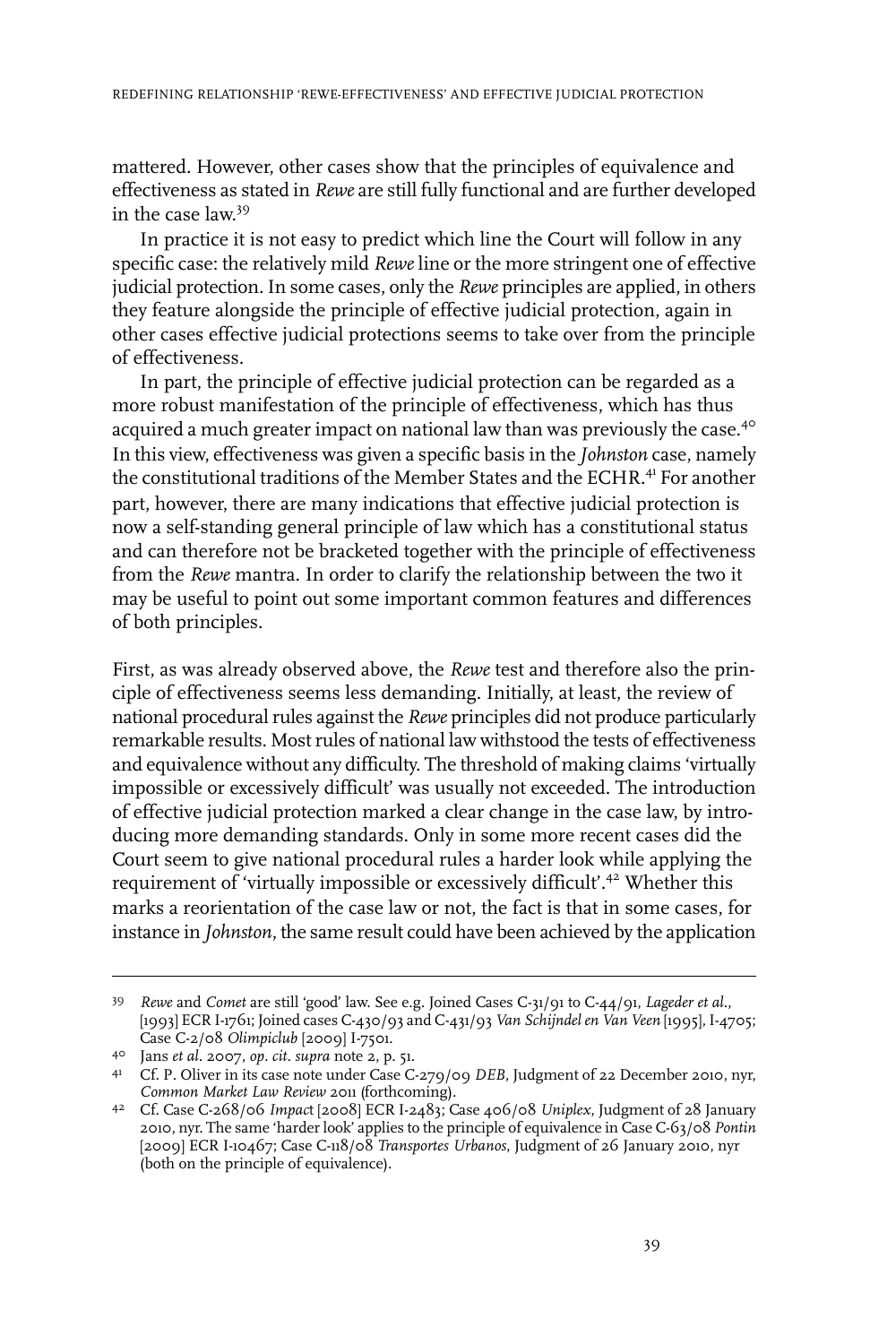mattered. However, other cases show that the principles of equivalence and effectiveness as stated in *Rewe* are still fully functional and are further developed in the case law.[39]

In practice it is not easy to predict which line the Court will follow in any specific case: the relatively mild *Rewe* line or the more stringent one of effective judicial protection. In some cases, only the *Rewe* principles are applied, in others they feature alongside the principle of effective judicial protection, again in other cases effective judicial protections seems to take over from the principle of effectiveness.

In part, the principle of effective judicial protection can be regarded as a more robust manifestation of the principle of effectiveness, which has thus acquired a much greater impact on national law than was previously the case.[40] In this view, effectiveness was given a specific basis in the *Johnston* case, namely the constitutional traditions of the Member States and the ECHR.[41] For another part, however, there are many indications that effective judicial protection is now a self-standing general principle of law which has a constitutional status and can therefore not be bracketed together with the principle of effectiveness from the *Rewe* mantra. In order to clarify the relationship between the two it may be useful to point out some important common features and differences of both principles.

First, as was already observed above, the *Rewe* test and therefore also the principle of effectiveness seems less demanding. Initially, at least, the review of national procedural rules against the *Rewe* principles did not produce particularly remarkable results. Most rules of national law withstood the tests of effectiveness and equivalence without any difficulty. The threshold of making claims 'virtually impossible or excessively difficult' was usually not exceeded. The introduction of effective judicial protection marked a clear change in the case law, by introducing more demanding standards. Only in some more recent cases did the Court seem to give national procedural rules a harder look while applying the requirement of 'virtually impossible or excessively difficult'.[42] Whether this marks a reorientation of the case law or not, the fact is that in some cases, for instance in *Johnston*, the same result could have been achieved by the application

---

39 *Rewe* and *Comet* are still 'good' law. See e.g. Joined Cases C-31/91 to C-44/91, *Lageder et al.*, [1993] ECR I-1761; Joined cases C-430/93 and C-431/93 *Van Schijndel en Van Veen* [1995], I-4705; Case C-2/08 *Olimpiclub* [2009] I-7501.

40 Jans *et al.* 2007, *op. cit. supra* note 2, p. 51.

41 Cf. P. Oliver in its case note under Case C-279/09 *DEB*, Judgment of 22 December 2010, nyr, *Common Market Law Review* 2011 (forthcoming).

42 Cf. Case C-268/06 *Impact* [2008] ECR I-2483; Case 406/08 *Uniplex*, Judgment of 28 January 2010, nyr. The same 'harder look' applies to the principle of equivalence in Case C-63/08 *Pontin* [2009] ECR I-10467; Case C-118/08 *Transportes Urbanos*, Judgment of 26 January 2010, nyr (both on the principle of equivalence).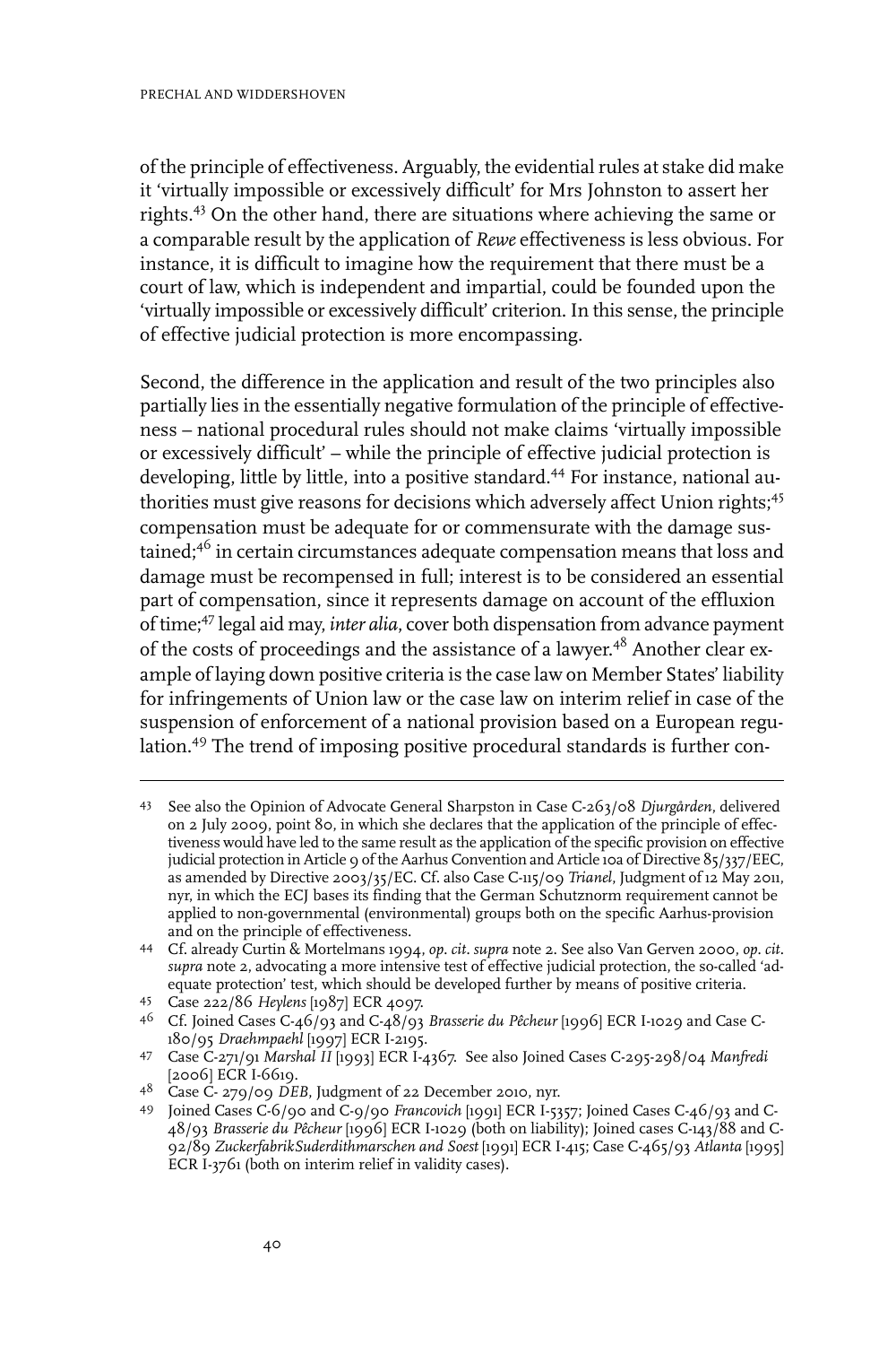of the principle of effectiveness. Arguably, the evidential rules at stake did make it 'virtually impossible or excessively difficult' for Mrs Johnston to assert her rights.[43] On the other hand, there are situations where achieving the same or a comparable result by the application of *Rewe* effectiveness is less obvious. For instance, it is difficult to imagine how the requirement that there must be a court of law, which is independent and impartial, could be founded upon the 'virtually impossible or excessively difficult' criterion. In this sense, the principle of effective judicial protection is more encompassing.

Second, the difference in the application and result of the two principles also partially lies in the essentially negative formulation of the principle of effectiveness – national procedural rules should not make claims 'virtually impossible or excessively difficult' – while the principle of effective judicial protection is developing, little by little, into a positive standard.[44] For instance, national authorities must give reasons for decisions which adversely affect Union rights;[45] compensation must be adequate for or commensurate with the damage sustained;[46] in certain circumstances adequate compensation means that loss and damage must be recompensed in full; interest is to be considered an essential part of compensation, since it represents damage on account of the effluxion of time;[47] legal aid may, *inter alia*, cover both dispensation from advance payment of the costs of proceedings and the assistance of a lawyer.[48] Another clear example of laying down positive criteria is the case law on Member States' liability for infringements of Union law or the case law on interim relief in case of the suspension of enforcement of a national provision based on a European regulation.[49] The trend of imposing positive procedural standards is further con-

---

43 See also the Opinion of Advocate General Sharpston in Case C-263/08 *Djurgården*, delivered on 2 July 2009, point 80, in which she declares that the application of the principle of effectiveness would have led to the same result as the application of the specific provision on effective judicial protection in Article 9 of the Aarhus Convention and Article 10a of Directive 85/337/EEC, as amended by Directive 2003/35/EC. Cf. also Case C-115/09 *Trianel*, Judgment of 12 May 2011, nyr, in which the ECJ bases its finding that the German Schutznorm requirement cannot be applied to non-governmental (environmental) groups both on the specific Aarhus-provision and on the principle of effectiveness.

44 Cf. already Curtin & Mortelmans 1994, *op. cit. supra* note 2. See also Van Gerven 2000, *op. cit. supra* note 2, advocating a more intensive test of effective judicial protection, the so-called 'adequate protection' test, which should be developed further by means of positive criteria.

45 Case 222/86 *Heylens* [1987] ECR 4097.

46 Cf. Joined Cases C-46/93 and C-48/93 *Brasserie du Pêcheur* [1996] ECR I-1029 and Case C-180/95 *Draehmpaehl* [1997] ECR I-2195.

47 Case C-271/91 *Marshal II* [1993] ECR I-4367. See also Joined Cases C-295-298/04 *Manfredi* [2006] ECR I-6619.

48 Case C- 279/09 *DEB*, Judgment of 22 December 2010, nyr.

49 Joined Cases C-6/90 and C-9/90 *Francovich* [1991] ECR I-5357; Joined Cases C-46/93 and C-48/93 *Brasserie du Pêcheur* [1996] ECR I-1029 (both on liability); Joined cases C-143/88 and C-92/89 *ZuckerfabrikSuderdithmarschen and Soest* [1991] ECR I-415; Case C-465/93 *Atlanta* [1995] ECR I-3761 (both on interim relief in validity cases).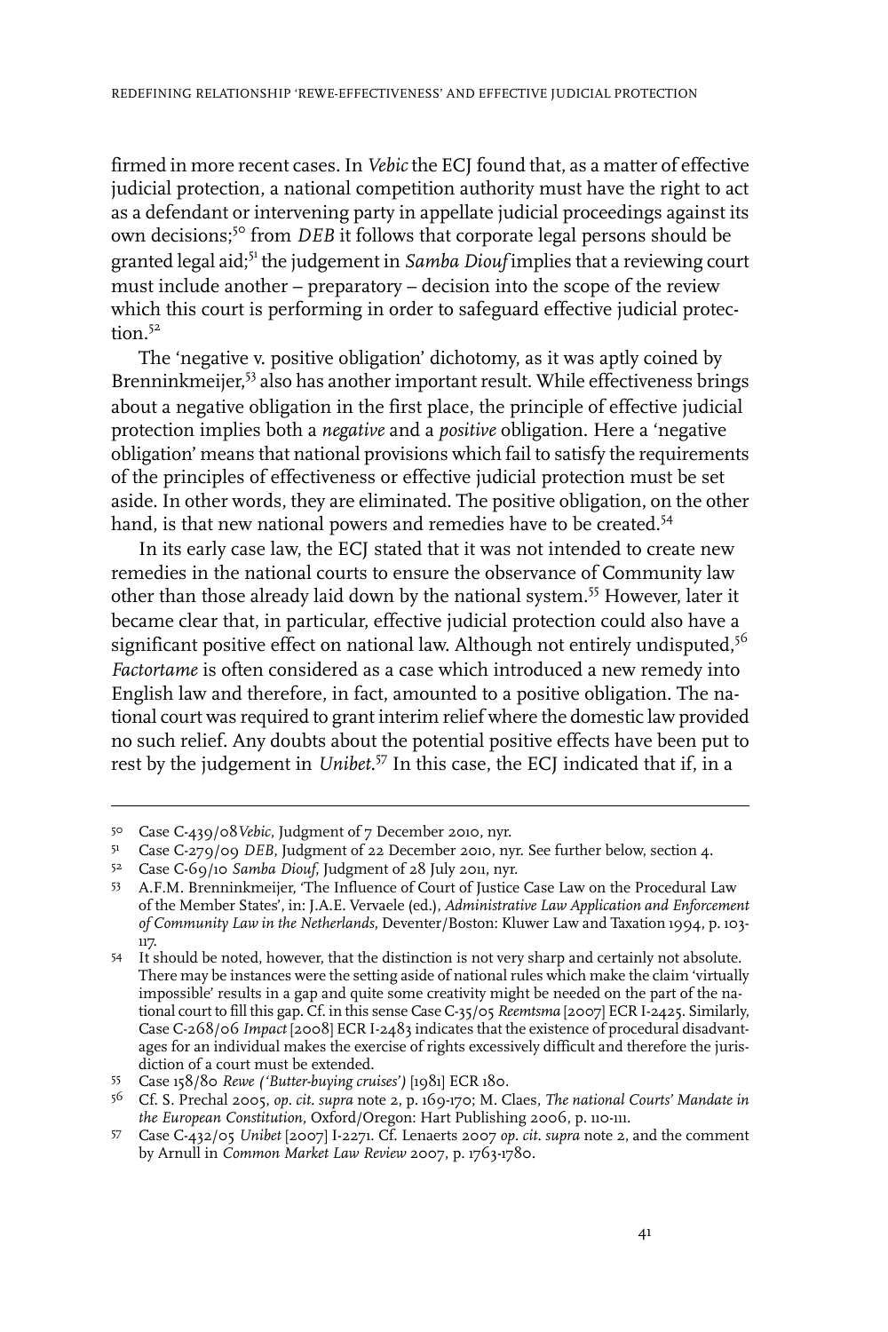firmed in more recent cases. In *Vebic* the ECJ found that, as a matter of effective judicial protection, a national competition authority must have the right to act as a defendant or intervening party in appellate judicial proceedings against its own decisions;[50] from *DEB* it follows that corporate legal persons should be granted legal aid;[51] the judgement in *Samba Diouf* implies that a reviewing court must include another – preparatory – decision into the scope of the review which this court is performing in order to safeguard effective judicial protection.[52]

The 'negative v. positive obligation' dichotomy, as it was aptly coined by Brenninkmeijer,[53] also has another important result. While effectiveness brings about a negative obligation in the first place, the principle of effective judicial protection implies both a *negative* and a *positive* obligation. Here a 'negative obligation' means that national provisions which fail to satisfy the requirements of the principles of effectiveness or effective judicial protection must be set aside. In other words, they are eliminated. The positive obligation, on the other hand, is that new national powers and remedies have to be created.[54]

In its early case law, the ECJ stated that it was not intended to create new remedies in the national courts to ensure the observance of Community law other than those already laid down by the national system.[55] However, later it became clear that, in particular, effective judicial protection could also have a significant positive effect on national law. Although not entirely undisputed,[56] *Factortame* is often considered as a case which introduced a new remedy into English law and therefore, in fact, amounted to a positive obligation. The national court was required to grant interim relief where the domestic law provided no such relief. Any doubts about the potential positive effects have been put to rest by the judgement in *Unibet*.[57] In this case, the ECJ indicated that if, in a

---

50 Case C-439/08 *Vebic*, Judgment of 7 December 2010, nyr.

51 Case C-279/09 *DEB*, Judgment of 22 December 2010, nyr. See further below, section 4.

52 Case C-69/10 *Samba Diouf*, Judgment of 28 July 2011, nyr.

53 A.F.M. Brenninkmeijer, 'The Influence of Court of Justice Case Law on the Procedural Law of the Member States', in: J.A.E. Vervaele (ed.), *Administrative Law Application and Enforcement of Community Law in the Netherlands*, Deventer/Boston: Kluwer Law and Taxation 1994, p. 103-117.

54 It should be noted, however, that the distinction is not very sharp and certainly not absolute. There may be instances were the setting aside of national rules which make the claim 'virtually impossible' results in a gap and quite some creativity might be needed on the part of the national court to fill this gap. Cf. in this sense Case C-35/05 *Reemtsma* [2007] ECR I-2425. Similarly, Case C-268/06 *Impact* [2008] ECR I-2483 indicates that the existence of procedural disadvantages for an individual makes the exercise of rights excessively difficult and therefore the jurisdiction of a court must be extended.

55 Case 158/80 *Rewe ('Butter-buying cruises')* [1981] ECR 180.

56 Cf. S. Prechal 2005, *op. cit. supra* note 2, p. 169-170; M. Claes, *The national Courts' Mandate in the European Constitution*, Oxford/Oregon: Hart Publishing 2006, p. 110-111.

57 Case C-432/05 *Unibet* [2007] I-2271. Cf. Lenaerts 2007 *op. cit. supra* note 2, and the comment by Arnull in *Common Market Law Review* 2007, p. 1763-1780.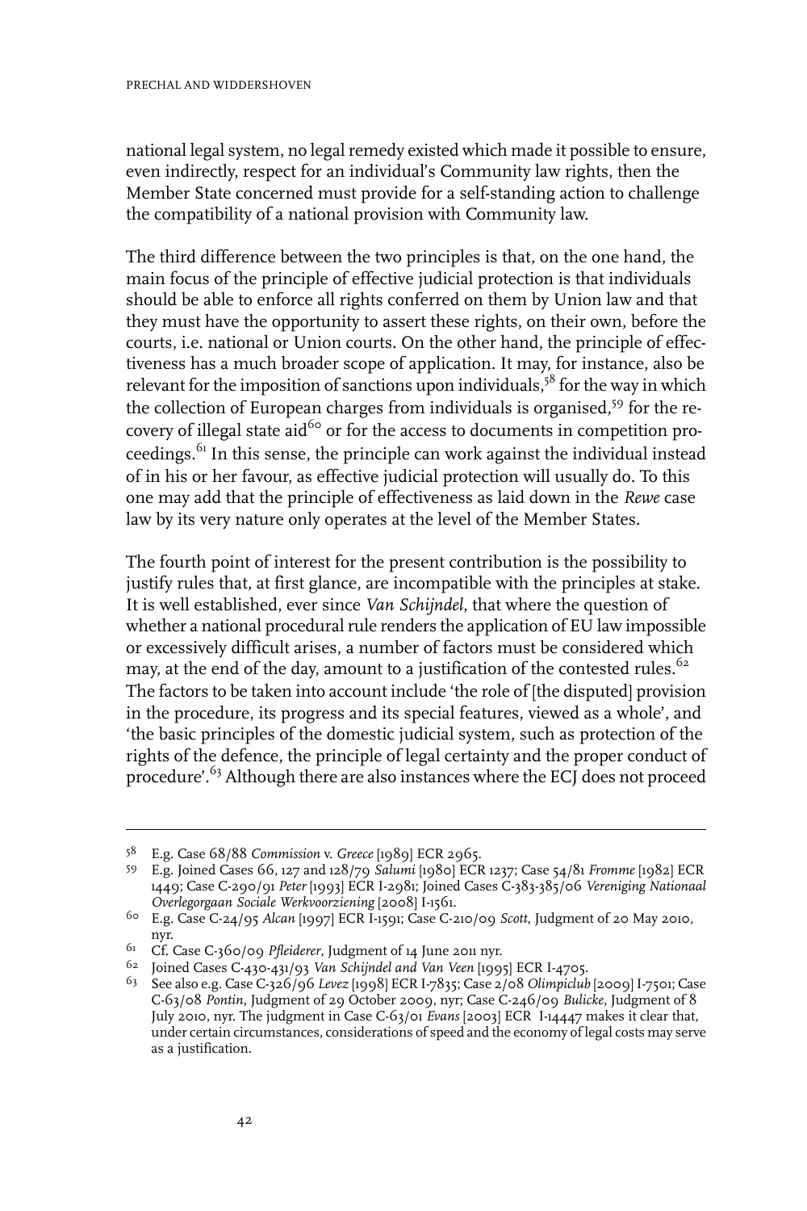national legal system, no legal remedy existed which made it possible to ensure, even indirectly, respect for an individual's Community law rights, then the Member State concerned must provide for a self-standing action to challenge the compatibility of a national provision with Community law.

The third difference between the two principles is that, on the one hand, the main focus of the principle of effective judicial protection is that individuals should be able to enforce all rights conferred on them by Union law and that they must have the opportunity to assert these rights, on their own, before the courts, i.e. national or Union courts. On the other hand, the principle of effectiveness has a much broader scope of application. It may, for instance, also be relevant for the imposition of sanctions upon individuals,[58] for the way in which the collection of European charges from individuals is organised,[59] for the recovery of illegal state aid[60] or for the access to documents in competition proceedings.[61] In this sense, the principle can work against the individual instead of in his or her favour, as effective judicial protection will usually do. To this one may add that the principle of effectiveness as laid down in the *Rewe* case law by its very nature only operates at the level of the Member States.

The fourth point of interest for the present contribution is the possibility to justify rules that, at first glance, are incompatible with the principles at stake. It is well established, ever since *Van Schijndel*, that where the question of whether a national procedural rule renders the application of EU law impossible or excessively difficult arises, a number of factors must be considered which may, at the end of the day, amount to a justification of the contested rules.[62] The factors to be taken into account include 'the role of [the disputed] provision in the procedure, its progress and its special features, viewed as a whole', and 'the basic principles of the domestic judicial system, such as protection of the rights of the defence, the principle of legal certainty and the proper conduct of procedure'.[63] Although there are also instances where the ECJ does not proceed

---

58 E.g. Case 68/88 *Commission* v. *Greece* [1989] ECR 2965.

59 E.g. Joined Cases 66, 127 and 128/79 *Salumi* [1980] ECR 1237; Case 54/81 *Fromme* [1982] ECR 1449; Case C-290/91 *Peter* [1993] ECR I-2981; Joined Cases C-383-385/06 *Vereniging Nationaal Overlegorgaan Sociale Werkvoorziening* [2008] I-1561.

60 E.g. Case C-24/95 *Alcan* [1997] ECR I-1591; Case C-210/09 *Scott*, Judgment of 20 May 2010, nyr.

61 Cf. Case C-360/09 *Pfleiderer*, Judgment of 14 June 2011 nyr.

62 Joined Cases C-430-431/93 *Van Schijndel and Van Veen* [1995] ECR I-4705.

63 See also e.g. Case C-326/96 *Levez* [1998] ECR I-7835; Case 2/08 *Olimpiclub* [2009] I-7501; Case C-63/08 *Pontin*, Judgment of 29 October 2009, nyr; Case C-246/09 *Bulicke*, Judgment of 8 July 2010, nyr. The judgment in Case C-63/01 *Evans* [2003] ECR I-14447 makes it clear that, under certain circumstances, considerations of speed and the economy of legal costs may serve as a justification.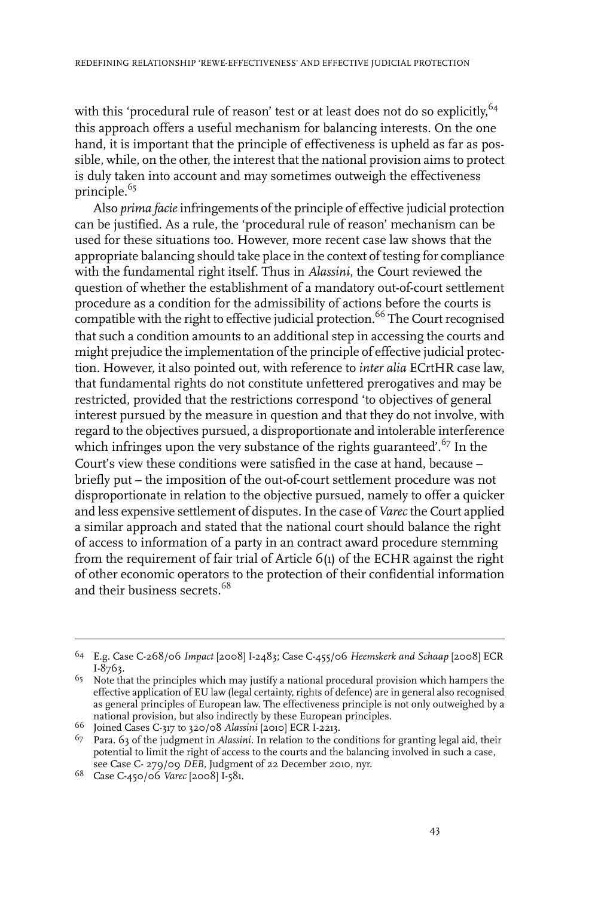with this 'procedural rule of reason' test or at least does not do so explicitly,[64] this approach offers a useful mechanism for balancing interests. On the one hand, it is important that the principle of effectiveness is upheld as far as possible, while, on the other, the interest that the national provision aims to protect is duly taken into account and may sometimes outweigh the effectiveness principle.[65]

Also *prima facie* infringements of the principle of effective judicial protection can be justified. As a rule, the 'procedural rule of reason' mechanism can be used for these situations too. However, more recent case law shows that the appropriate balancing should take place in the context of testing for compliance with the fundamental right itself. Thus in *Alassini*, the Court reviewed the question of whether the establishment of a mandatory out-of-court settlement procedure as a condition for the admissibility of actions before the courts is compatible with the right to effective judicial protection.[66] The Court recognised that such a condition amounts to an additional step in accessing the courts and might prejudice the implementation of the principle of effective judicial protection. However, it also pointed out, with reference to *inter alia* ECrtHR case law, that fundamental rights do not constitute unfettered prerogatives and may be restricted, provided that the restrictions correspond 'to objectives of general interest pursued by the measure in question and that they do not involve, with regard to the objectives pursued, a disproportionate and intolerable interference which infringes upon the very substance of the rights guaranteed'.[67] In the Court's view these conditions were satisfied in the case at hand, because – briefly put – the imposition of the out-of-court settlement procedure was not disproportionate in relation to the objective pursued, namely to offer a quicker and less expensive settlement of disputes. In the case of *Varec* the Court applied a similar approach and stated that the national court should balance the right of access to information of a party in an contract award procedure stemming from the requirement of fair trial of Article 6(1) of the ECHR against the right of other economic operators to the protection of their confidential information and their business secrets.[68]

---

64 E.g. Case C-268/06 *Impact* [2008] I-2483; Case C-455/06 *Heemskerk and Schaap* [2008] ECR I-8763.

65 Note that the principles which may justify a national procedural provision which hampers the effective application of EU law (legal certainty, rights of defence) are in general also recognised as general principles of European law. The effectiveness principle is not only outweighed by a national provision, but also indirectly by these European principles.

66 Joined Cases C-317 to 320/08 *Alassini* [2010] ECR I-2213.

67 Para. 63 of the judgment in *Alassini*. In relation to the conditions for granting legal aid, their potential to limit the right of access to the courts and the balancing involved in such a case, see Case C- 279/09 *DEB*, Judgment of 22 December 2010, nyr.

68 Case C-450/06 *Varec* [2008] I-581.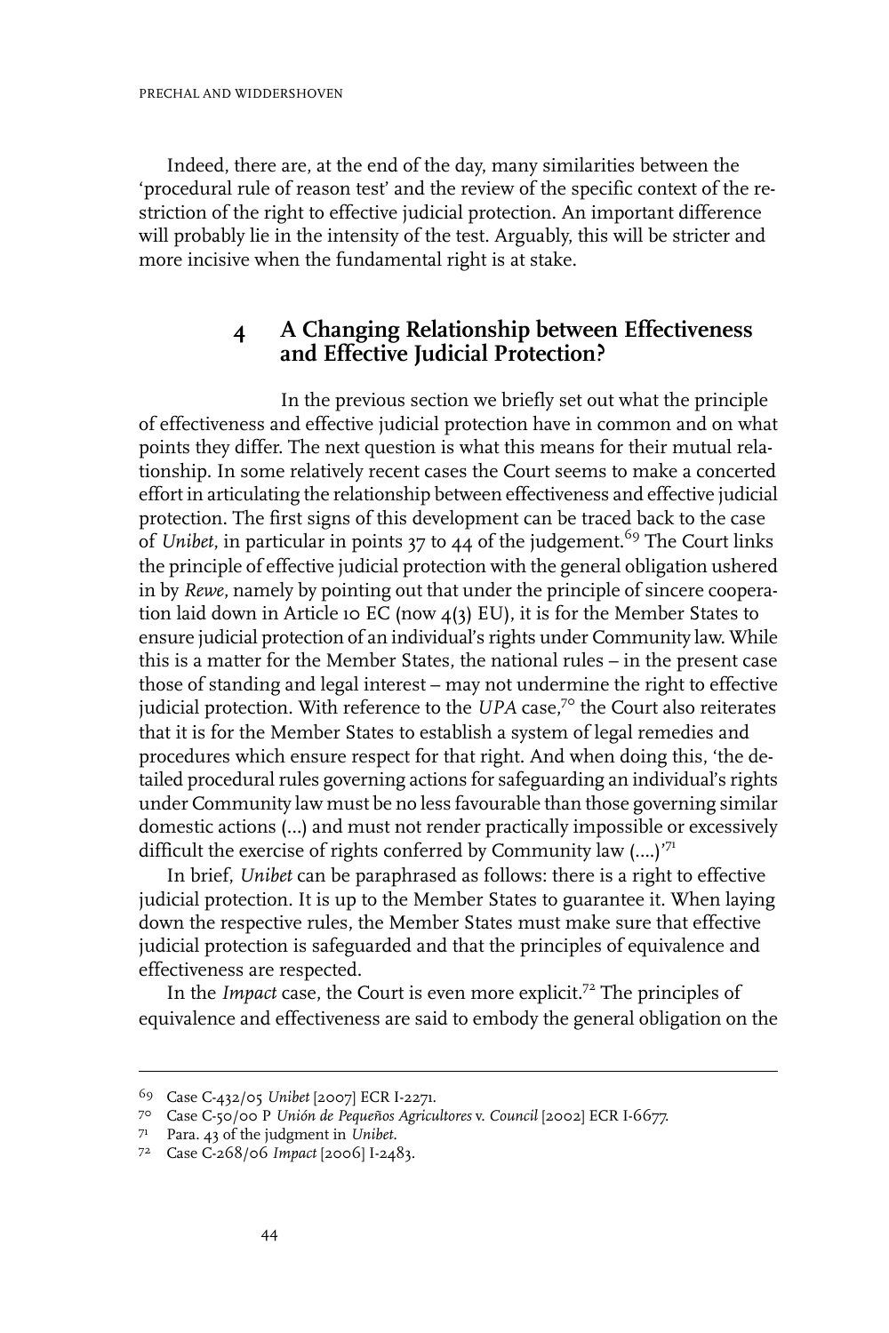Indeed, there are, at the end of the day, many similarities between the 'procedural rule of reason test' and the review of the specific context of the restriction of the right to effective judicial protection. An important difference will probably lie in the intensity of the test. Arguably, this will be stricter and more incisive when the fundamental right is at stake.

## 4 A Changing Relationship between Effectiveness and Effective Judicial Protection?

In the previous section we briefly set out what the principle of effectiveness and effective judicial protection have in common and on what points they differ. The next question is what this means for their mutual relationship. In some relatively recent cases the Court seems to make a concerted effort in articulating the relationship between effectiveness and effective judicial protection. The first signs of this development can be traced back to the case of *Unibet*, in particular in points 37 to 44 of the judgement.[69] The Court links the principle of effective judicial protection with the general obligation ushered in by *Rewe*, namely by pointing out that under the principle of sincere cooperation laid down in Article 10 EC (now 4(3) EU), it is for the Member States to ensure judicial protection of an individual's rights under Community law. While this is a matter for the Member States, the national rules – in the present case those of standing and legal interest – may not undermine the right to effective judicial protection. With reference to the *UPA* case,[70] the Court also reiterates that it is for the Member States to establish a system of legal remedies and procedures which ensure respect for that right. And when doing this, 'the detailed procedural rules governing actions for safeguarding an individual's rights under Community law must be no less favourable than those governing similar domestic actions (...) and must not render practically impossible or excessively difficult the exercise of rights conferred by Community law (....)'[71]

In brief, *Unibet* can be paraphrased as follows: there is a right to effective judicial protection. It is up to the Member States to guarantee it. When laying down the respective rules, the Member States must make sure that effective judicial protection is safeguarded and that the principles of equivalence and effectiveness are respected.

In the *Impact* case, the Court is even more explicit.[72] The principles of equivalence and effectiveness are said to embody the general obligation on the

---

69 Case C-432/05 *Unibet* [2007] ECR I-2271.

70 Case C-50/00 P *Unión de Pequeños Agricultores* v. *Council* [2002] ECR I-6677.

71 Para. 43 of the judgment in *Unibet*.

72 Case C-268/06 *Impact* [2006] I-2483.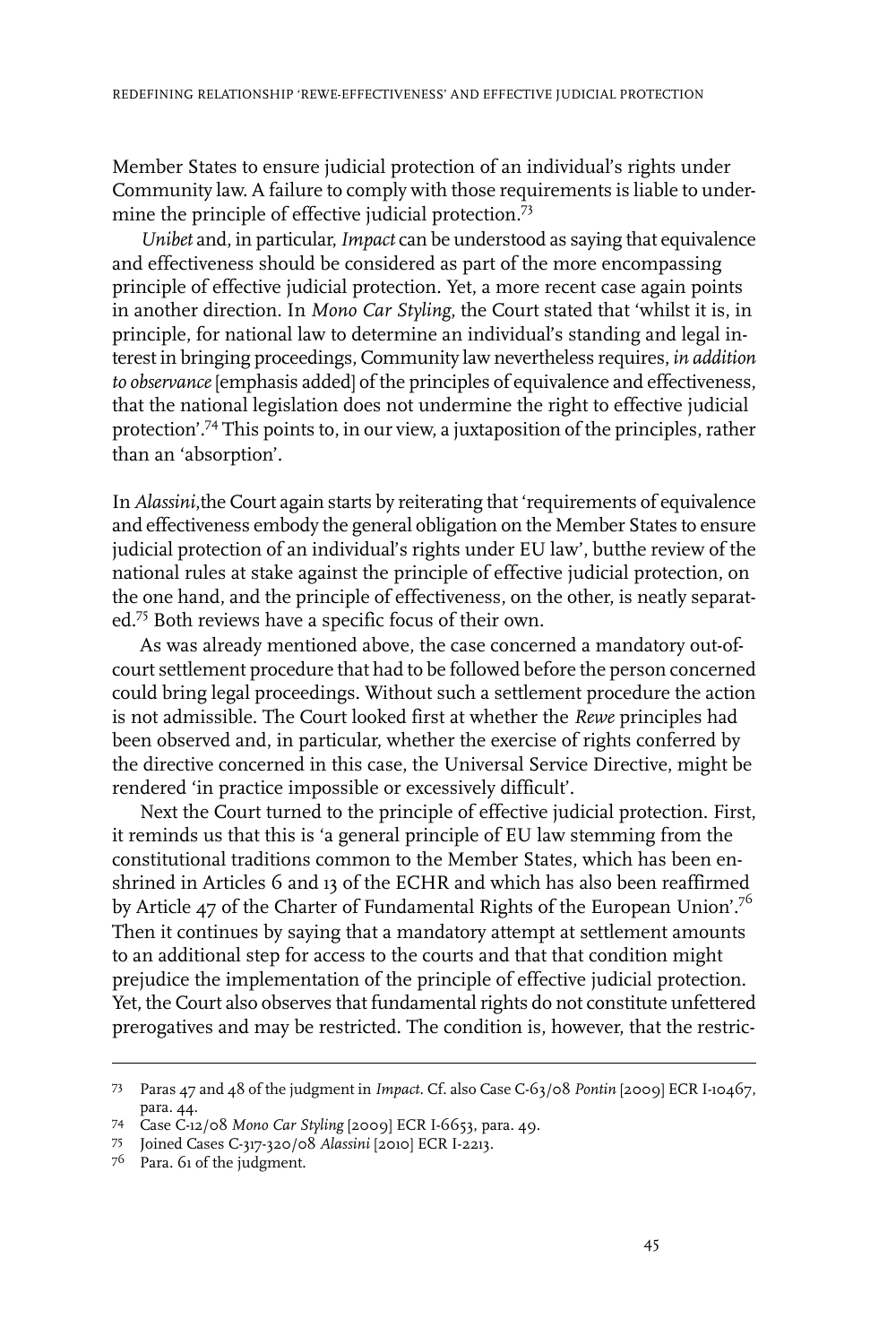Member States to ensure judicial protection of an individual's rights under Community law. A failure to comply with those requirements is liable to undermine the principle of effective judicial protection.[73]

*Unibet* and, in particular, *Impact* can be understood as saying that equivalence and effectiveness should be considered as part of the more encompassing principle of effective judicial protection. Yet, a more recent case again points in another direction. In *Mono Car Styling*, the Court stated that 'whilst it is, in principle, for national law to determine an individual's standing and legal interest in bringing proceedings, Community law nevertheless requires, *in addition to observance* [emphasis added] of the principles of equivalence and effectiveness, that the national legislation does not undermine the right to effective judicial protection'.[74] This points to, in our view, a juxtaposition of the principles, rather than an 'absorption'.

In *Alassini*,the Court again starts by reiterating that 'requirements of equivalence and effectiveness embody the general obligation on the Member States to ensure judicial protection of an individual's rights under EU law', butthe review of the national rules at stake against the principle of effective judicial protection, on the one hand, and the principle of effectiveness, on the other, is neatly separated.[75] Both reviews have a specific focus of their own.

As was already mentioned above, the case concerned a mandatory out-of-court settlement procedure that had to be followed before the person concerned could bring legal proceedings. Without such a settlement procedure the action is not admissible. The Court looked first at whether the *Rewe* principles had been observed and, in particular, whether the exercise of rights conferred by the directive concerned in this case, the Universal Service Directive, might be rendered 'in practice impossible or excessively difficult'.

Next the Court turned to the principle of effective judicial protection. First, it reminds us that this is 'a general principle of EU law stemming from the constitutional traditions common to the Member States, which has been enshrined in Articles 6 and 13 of the ECHR and which has also been reaffirmed by Article 47 of the Charter of Fundamental Rights of the European Union'.[76] Then it continues by saying that a mandatory attempt at settlement amounts to an additional step for access to the courts and that that condition might prejudice the implementation of the principle of effective judicial protection. Yet, the Court also observes that fundamental rights do not constitute unfettered prerogatives and may be restricted. The condition is, however, that the restric-

---

73 Paras 47 and 48 of the judgment in *Impact*. Cf. also Case C-63/08 *Pontin* [2009] ECR I-10467, para. 44.

74 Case C-12/08 *Mono Car Styling* [2009] ECR I-6653, para. 49.

75 Joined Cases C-317-320/08 *Alassini* [2010] ECR I-2213.

76 Para. 61 of the judgment.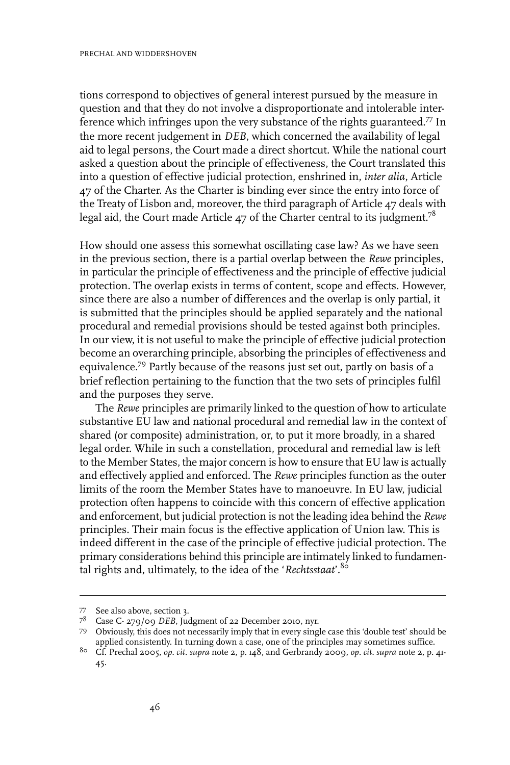tions correspond to objectives of general interest pursued by the measure in question and that they do not involve a disproportionate and intolerable interference which infringes upon the very substance of the rights guaranteed.[77] In the more recent judgement in *DEB*, which concerned the availability of legal aid to legal persons, the Court made a direct shortcut. While the national court asked a question about the principle of effectiveness, the Court translated this into a question of effective judicial protection, enshrined in, *inter alia*, Article 47 of the Charter. As the Charter is binding ever since the entry into force of the Treaty of Lisbon and, moreover, the third paragraph of Article 47 deals with legal aid, the Court made Article 47 of the Charter central to its judgment.[78]

How should one assess this somewhat oscillating case law? As we have seen in the previous section, there is a partial overlap between the *Rewe* principles, in particular the principle of effectiveness and the principle of effective judicial protection. The overlap exists in terms of content, scope and effects. However, since there are also a number of differences and the overlap is only partial, it is submitted that the principles should be applied separately and the national procedural and remedial provisions should be tested against both principles. In our view, it is not useful to make the principle of effective judicial protection become an overarching principle, absorbing the principles of effectiveness and equivalence.[79] Partly because of the reasons just set out, partly on basis of a brief reflection pertaining to the function that the two sets of principles fulfil and the purposes they serve.

The *Rewe* principles are primarily linked to the question of how to articulate substantive EU law and national procedural and remedial law in the context of shared (or composite) administration, or, to put it more broadly, in a shared legal order. While in such a constellation, procedural and remedial law is left to the Member States, the major concern is how to ensure that EU law is actually and effectively applied and enforced. The *Rewe* principles function as the outer limits of the room the Member States have to manoeuvre. In EU law, judicial protection often happens to coincide with this concern of effective application and enforcement, but judicial protection is not the leading idea behind the *Rewe* principles. Their main focus is the effective application of Union law. This is indeed different in the case of the principle of effective judicial protection. The primary considerations behind this principle are intimately linked to fundamental rights and, ultimately, to the idea of the '*Rechtsstaat*'.[80]

---

77 See also above, section 3.

78 Case C- 279/09 *DEB*, Judgment of 22 December 2010, nyr.

79 Obviously, this does not necessarily imply that in every single case this 'double test' should be applied consistently. In turning down a case, one of the principles may sometimes suffice.

80 Cf. Prechal 2005, *op. cit. supra* note 2, p. 148, and Gerbrandy 2009, *op. cit. supra* note 2, p. 41-45.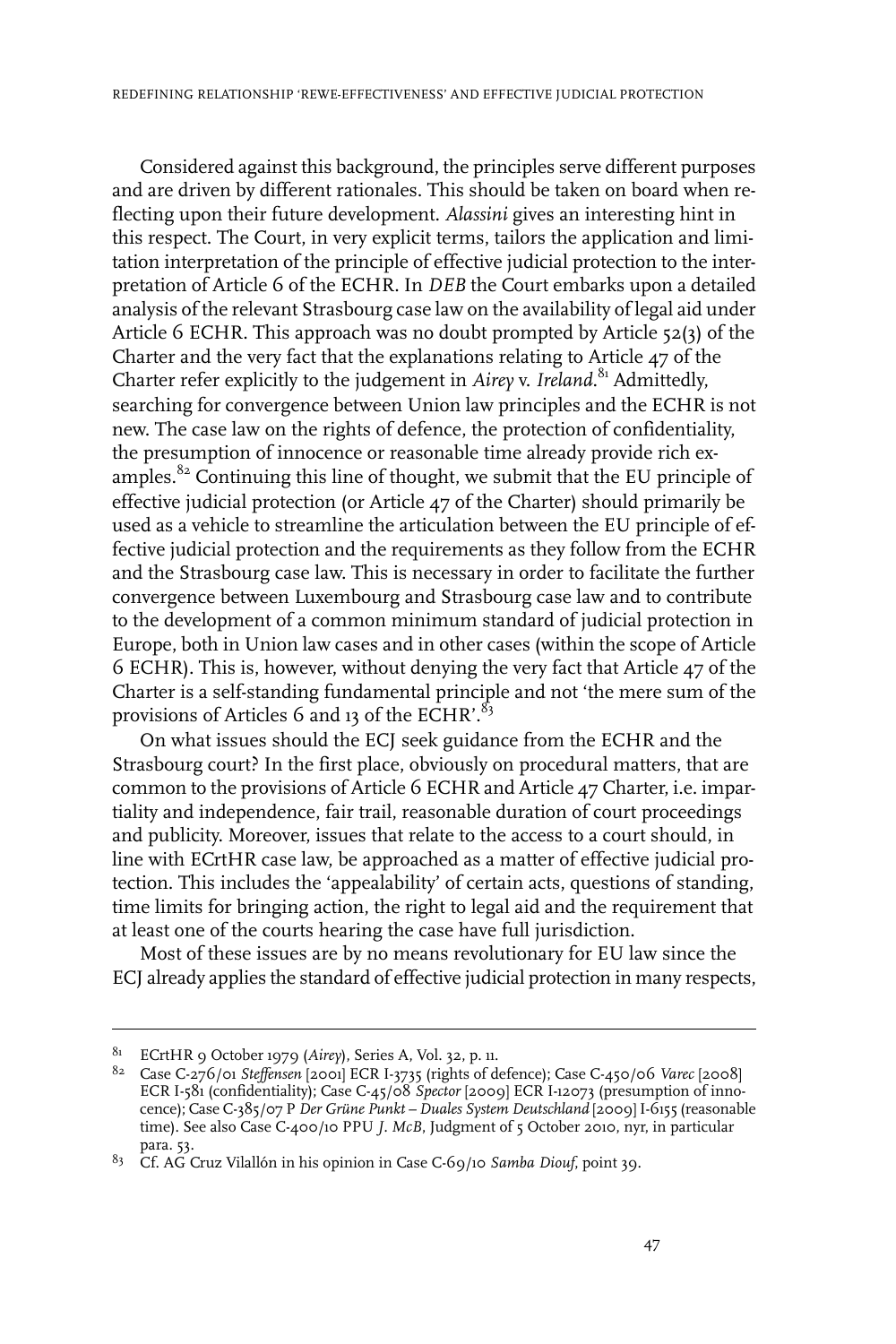Considered against this background, the principles serve different purposes and are driven by different rationales. This should be taken on board when reflecting upon their future development. *Alassini* gives an interesting hint in this respect. The Court, in very explicit terms, tailors the application and limitation interpretation of the principle of effective judicial protection to the interpretation of Article 6 of the ECHR. In *DEB* the Court embarks upon a detailed analysis of the relevant Strasbourg case law on the availability of legal aid under Article 6 ECHR. This approach was no doubt prompted by Article 52(3) of the Charter and the very fact that the explanations relating to Article 47 of the Charter refer explicitly to the judgement in *Airey* v. *Ireland*.[81] Admittedly, searching for convergence between Union law principles and the ECHR is not new. The case law on the rights of defence, the protection of confidentiality, the presumption of innocence or reasonable time already provide rich examples.[82] Continuing this line of thought, we submit that the EU principle of effective judicial protection (or Article 47 of the Charter) should primarily be used as a vehicle to streamline the articulation between the EU principle of effective judicial protection and the requirements as they follow from the ECHR and the Strasbourg case law. This is necessary in order to facilitate the further convergence between Luxembourg and Strasbourg case law and to contribute to the development of a common minimum standard of judicial protection in Europe, both in Union law cases and in other cases (within the scope of Article 6 ECHR). This is, however, without denying the very fact that Article 47 of the Charter is a self-standing fundamental principle and not 'the mere sum of the provisions of Articles 6 and 13 of the ECHR'.[83]

On what issues should the ECJ seek guidance from the ECHR and the Strasbourg court? In the first place, obviously on procedural matters, that are common to the provisions of Article 6 ECHR and Article 47 Charter, i.e. impartiality and independence, fair trail, reasonable duration of court proceedings and publicity. Moreover, issues that relate to the access to a court should, in line with ECrtHR case law, be approached as a matter of effective judicial protection. This includes the 'appealability' of certain acts, questions of standing, time limits for bringing action, the right to legal aid and the requirement that at least one of the courts hearing the case have full jurisdiction.

Most of these issues are by no means revolutionary for EU law since the ECJ already applies the standard of effective judicial protection in many respects,

---

81 ECrtHR 9 October 1979 (*Airey*), Series A, Vol. 32, p. 11.

82 Case C-276/01 *Steffensen* [2001] ECR I-3735 (rights of defence); Case C-450/06 *Varec* [2008] ECR I-581 (confidentiality); Case C-45/08 *Spector* [2009] ECR I-12073 (presumption of innocence); Case C-385/07 P *Der Grüne Punkt – Duales System Deutschland* [2009] I-6155 (reasonable time). See also Case C-400/10 PPU *J. McB*, Judgment of 5 October 2010, nyr, in particular para. 53.

83 Cf. AG Cruz Villalón in his opinion in Case C-69/10 *Samba Diouf*, point 39.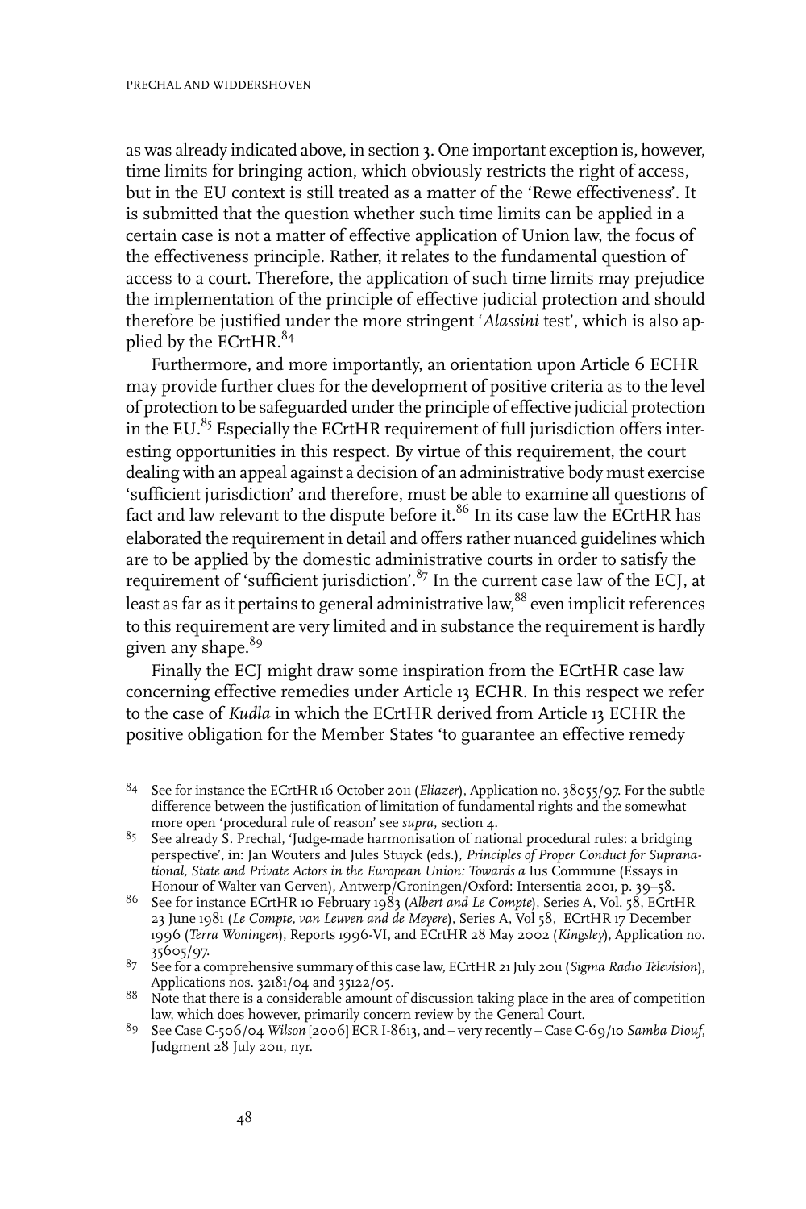as was already indicated above, in section 3. One important exception is, however, time limits for bringing action, which obviously restricts the right of access, but in the EU context is still treated as a matter of the 'Rewe effectiveness'. It is submitted that the question whether such time limits can be applied in a certain case is not a matter of effective application of Union law, the focus of the effectiveness principle. Rather, it relates to the fundamental question of access to a court. Therefore, the application of such time limits may prejudice the implementation of the principle of effective judicial protection and should therefore be justified under the more stringent '*Alassini* test', which is also applied by the ECrtHR.[84]

Furthermore, and more importantly, an orientation upon Article 6 ECHR may provide further clues for the development of positive criteria as to the level of protection to be safeguarded under the principle of effective judicial protection in the EU.[85] Especially the ECrtHR requirement of full jurisdiction offers interesting opportunities in this respect. By virtue of this requirement, the court dealing with an appeal against a decision of an administrative body must exercise 'sufficient jurisdiction' and therefore, must be able to examine all questions of fact and law relevant to the dispute before it.[86] In its case law the ECrtHR has elaborated the requirement in detail and offers rather nuanced guidelines which are to be applied by the domestic administrative courts in order to satisfy the requirement of 'sufficient jurisdiction'.[87] In the current case law of the ECJ, at least as far as it pertains to general administrative law,[88] even implicit references to this requirement are very limited and in substance the requirement is hardly given any shape.[89]

Finally the ECJ might draw some inspiration from the ECrtHR case law concerning effective remedies under Article 13 ECHR. In this respect we refer to the case of *Kudla* in which the ECrtHR derived from Article 13 ECHR the positive obligation for the Member States 'to guarantee an effective remedy

---

84 See for instance the ECrtHR 16 October 2011 (*Eliazer*), Application no. 38055/97. For the subtle difference between the justification of limitation of fundamental rights and the somewhat more open 'procedural rule of reason' see *supra*, section 4.

85 See already S. Prechal, 'Judge-made harmonisation of national procedural rules: a bridging perspective', in: Jan Wouters and Jules Stuyck (eds.), *Principles of Proper Conduct for Supranational, State and Private Actors in the European Union: Towards a* Ius Commune (Essays in Honour of Walter van Gerven), Antwerp/Groningen/Oxford: Intersentia 2001, p. 39–58.

86 See for instance ECrtHR 10 February 1983 (*Albert and Le Compte*), Series A, Vol. 58, ECrtHR 23 June 1981 (*Le Compte, van Leuven and de Meyere*), Series A, Vol 58, ECrtHR 17 December 1996 (*Terra Woningen*), Reports 1996-VI, and ECrtHR 28 May 2002 (*Kingsley*), Application no. 35605/97.

87 See for a comprehensive summary of this case law, ECrtHR 21 July 2011 (*Sigma Radio Television*), Applications nos. 32181/04 and 35122/05.

88 Note that there is a considerable amount of discussion taking place in the area of competition law, which does however, primarily concern review by the General Court.

89 See Case C-506/04 *Wilson* [2006] ECR I-8613, and – very recently – Case C-69/10 *Samba Diouf*, Judgment 28 July 2011, nyr.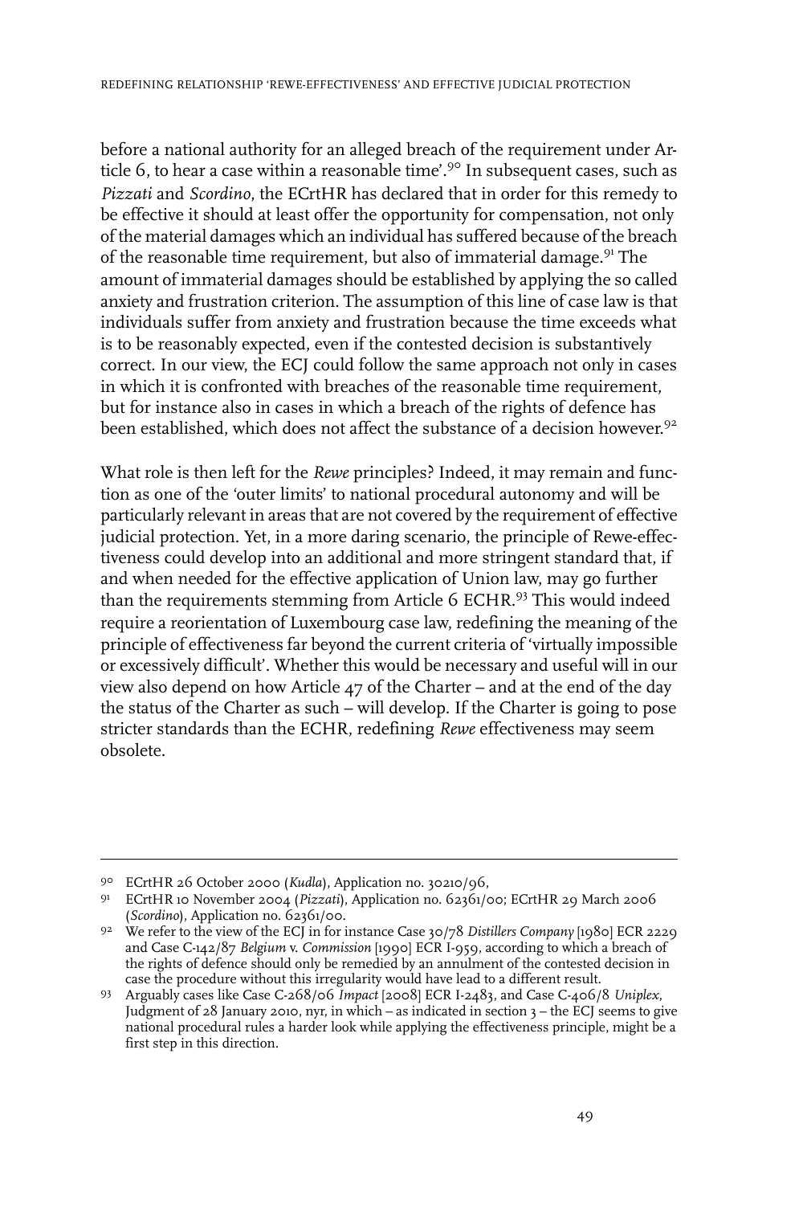before a national authority for an alleged breach of the requirement under Article 6, to hear a case within a reasonable time'.[90] In subsequent cases, such as *Pizzati* and *Scordino*, the ECrtHR has declared that in order for this remedy to be effective it should at least offer the opportunity for compensation, not only of the material damages which an individual has suffered because of the breach of the reasonable time requirement, but also of immaterial damage.[91] The amount of immaterial damages should be established by applying the so called anxiety and frustration criterion. The assumption of this line of case law is that individuals suffer from anxiety and frustration because the time exceeds what is to be reasonably expected, even if the contested decision is substantively correct. In our view, the ECJ could follow the same approach not only in cases in which it is confronted with breaches of the reasonable time requirement, but for instance also in cases in which a breach of the rights of defence has been established, which does not affect the substance of a decision however.[92]

What role is then left for the *Rewe* principles? Indeed, it may remain and function as one of the 'outer limits' to national procedural autonomy and will be particularly relevant in areas that are not covered by the requirement of effective judicial protection. Yet, in a more daring scenario, the principle of Rewe-effectiveness could develop into an additional and more stringent standard that, if and when needed for the effective application of Union law, may go further than the requirements stemming from Article 6 ECHR.[93] This would indeed require a reorientation of Luxembourg case law, redefining the meaning of the principle of effectiveness far beyond the current criteria of 'virtually impossible or excessively difficult'. Whether this would be necessary and useful will in our view also depend on how Article 47 of the Charter – and at the end of the day the status of the Charter as such – will develop. If the Charter is going to pose stricter standards than the ECHR, redefining *Rewe* effectiveness may seem obsolete.

---

90 ECrtHR 26 October 2000 (*Kudla*), Application no. 30210/96,

91 ECrtHR 10 November 2004 (*Pizzati*), Application no. 62361/00; ECrtHR 29 March 2006 (*Scordino*), Application no. 62361/00.

92 We refer to the view of the ECJ in for instance Case 30/78 *Distillers Company* [1980] ECR 2229 and Case C-142/87 *Belgium* v. *Commission* [1990] ECR I-959, according to which a breach of the rights of defence should only be remedied by an annulment of the contested decision in case the procedure without this irregularity would have lead to a different result.

93 Arguably cases like Case C-268/06 *Impact* [2008] ECR I-2483, and Case C-406/8 *Uniplex*, Judgment of 28 January 2010, nyr, in which – as indicated in section 3 – the ECJ seems to give national procedural rules a harder look while applying the effectiveness principle, might be a first step in this direction.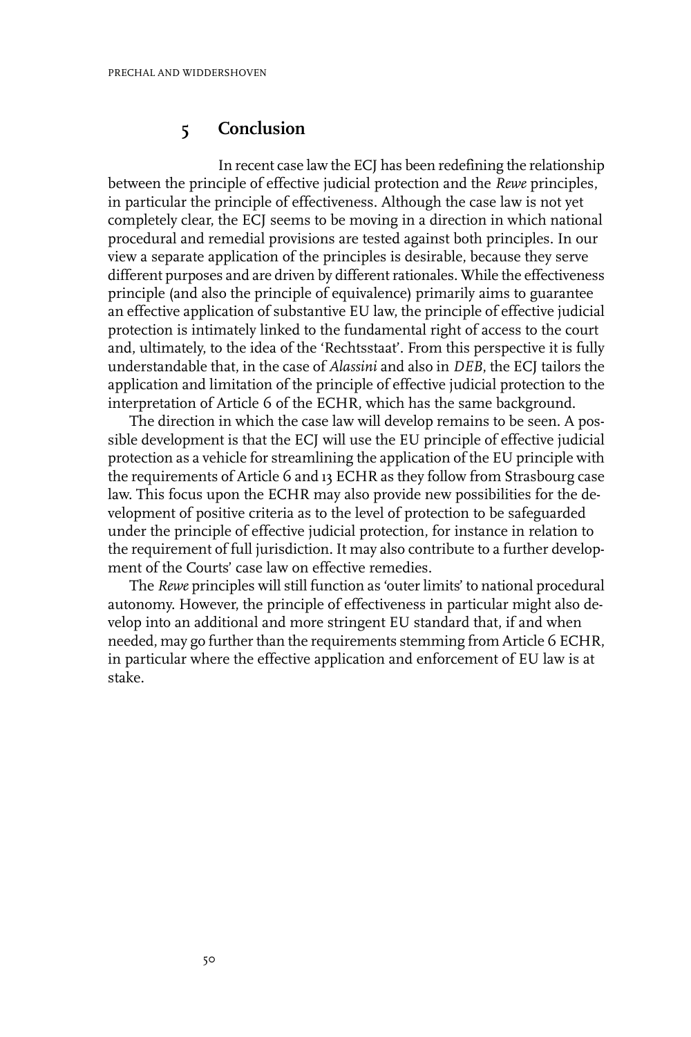## 5 Conclusion

In recent case law the ECJ has been redefining the relationship between the principle of effective judicial protection and the *Rewe* principles, in particular the principle of effectiveness. Although the case law is not yet completely clear, the ECJ seems to be moving in a direction in which national procedural and remedial provisions are tested against both principles. In our view a separate application of the principles is desirable, because they serve different purposes and are driven by different rationales. While the effectiveness principle (and also the principle of equivalence) primarily aims to guarantee an effective application of substantive EU law, the principle of effective judicial protection is intimately linked to the fundamental right of access to the court and, ultimately, to the idea of the 'Rechtsstaat'. From this perspective it is fully understandable that, in the case of *Alassini* and also in *DEB*, the ECJ tailors the application and limitation of the principle of effective judicial protection to the interpretation of Article 6 of the ECHR, which has the same background.

The direction in which the case law will develop remains to be seen. A possible development is that the ECJ will use the EU principle of effective judicial protection as a vehicle for streamlining the application of the EU principle with the requirements of Article 6 and 13 ECHR as they follow from Strasbourg case law. This focus upon the ECHR may also provide new possibilities for the development of positive criteria as to the level of protection to be safeguarded under the principle of effective judicial protection, for instance in relation to the requirement of full jurisdiction. It may also contribute to a further development of the Courts' case law on effective remedies.

The *Rewe* principles will still function as 'outer limits' to national procedural autonomy. However, the principle of effectiveness in particular might also develop into an additional and more stringent EU standard that, if and when needed, may go further than the requirements stemming from Article 6 ECHR, in particular where the effective application and enforcement of EU law is at stake.